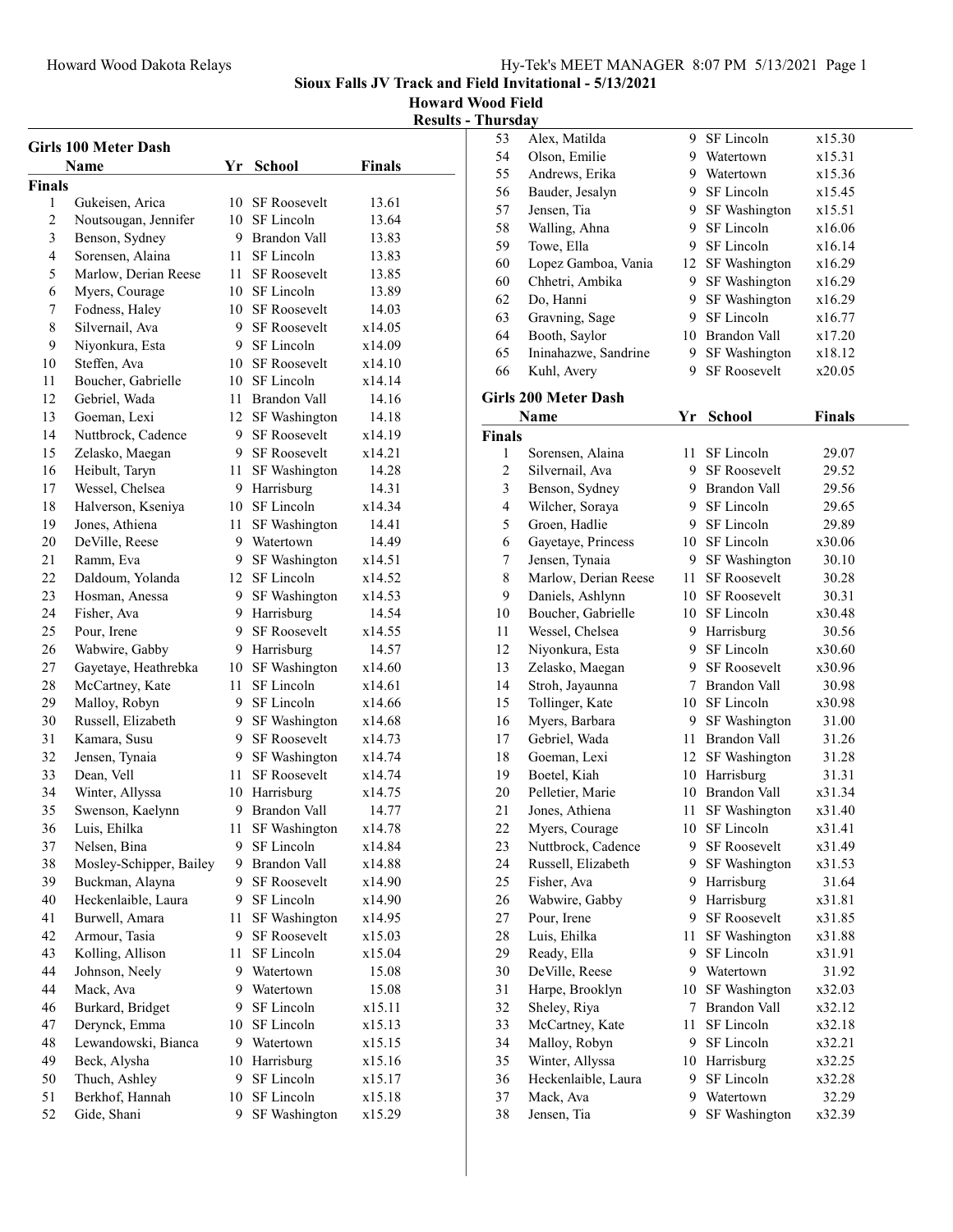## Sioux Falls JV Track and Field Invitational - 5/13/2021

**Howard Wood Field**

**Results - Thursday**

### Girls 100 Meter Dash

| | Name | Yr | School | Finals |
|---|---|---|---|---|
| **Finals** | | | | |
| 1 | Gukeisen, Arica | 10 | SF Roosevelt | 13.61 |
| 2 | Noutsougan, Jennifer | 10 | SF Lincoln | 13.64 |
| 3 | Benson, Sydney | 9 | Brandon Vall | 13.83 |
| 4 | Sorensen, Alaina | 11 | SF Lincoln | 13.83 |
| 5 | Marlow, Derian Reese | 11 | SF Roosevelt | 13.85 |
| 6 | Myers, Courage | 10 | SF Lincoln | 13.89 |
| 7 | Fodness, Haley | 10 | SF Roosevelt | 14.03 |
| 8 | Silvernail, Ava | 9 | SF Roosevelt | x14.05 |
| 9 | Niyonkura, Esta | 9 | SF Lincoln | x14.09 |
| 10 | Steffen, Ava | 10 | SF Roosevelt | x14.10 |
| 11 | Boucher, Gabrielle | 10 | SF Lincoln | x14.14 |
| 12 | Gebriel, Wada | 11 | Brandon Vall | 14.16 |
| 13 | Goeman, Lexi | 12 | SF Washington | 14.18 |
| 14 | Nuttbrock, Cadence | 9 | SF Roosevelt | x14.19 |
| 15 | Zelasko, Maegan | 9 | SF Roosevelt | x14.21 |
| 16 | Heibult, Taryn | 11 | SF Washington | 14.28 |
| 17 | Wessel, Chelsea | 9 | Harrisburg | 14.31 |
| 18 | Halverson, Kseniya | 10 | SF Lincoln | x14.34 |
| 19 | Jones, Athiena | 11 | SF Washington | 14.41 |
| 20 | DeVille, Reese | 9 | Watertown | 14.49 |
| 21 | Ramm, Eva | 9 | SF Washington | x14.51 |
| 22 | Daldoum, Yolanda | 12 | SF Lincoln | x14.52 |
| 23 | Hosman, Anessa | 9 | SF Washington | x14.53 |
| 24 | Fisher, Ava | 9 | Harrisburg | 14.54 |
| 25 | Pour, Irene | 9 | SF Roosevelt | x14.55 |
| 26 | Wabwire, Gabby | 9 | Harrisburg | 14.57 |
| 27 | Gayetaye, Heathrebka | 10 | SF Washington | x14.60 |
| 28 | McCartney, Kate | 11 | SF Lincoln | x14.61 |
| 29 | Malloy, Robyn | 9 | SF Lincoln | x14.66 |
| 30 | Russell, Elizabeth | 9 | SF Washington | x14.68 |
| 31 | Kamara, Susu | 9 | SF Roosevelt | x14.73 |
| 32 | Jensen, Tynaia | 9 | SF Washington | x14.74 |
| 33 | Dean, Vell | 11 | SF Roosevelt | x14.74 |
| 34 | Winter, Allyssa | 10 | Harrisburg | x14.75 |
| 35 | Swenson, Kaelynn | 9 | Brandon Vall | 14.77 |
| 36 | Luis, Ehilka | 11 | SF Washington | x14.78 |
| 37 | Nelsen, Bina | 9 | SF Lincoln | x14.84 |
| 38 | Mosley-Schipper, Bailey | 9 | Brandon Vall | x14.88 |
| 39 | Buckman, Alayna | 9 | SF Roosevelt | x14.90 |
| 40 | Heckenlaible, Laura | 9 | SF Lincoln | x14.90 |
| 41 | Burwell, Amara | 11 | SF Washington | x14.95 |
| 42 | Armour, Tasia | 9 | SF Roosevelt | x15.03 |
| 43 | Kolling, Allison | 11 | SF Lincoln | x15.04 |
| 44 | Johnson, Neely | 9 | Watertown | 15.08 |
| 44 | Mack, Ava | 9 | Watertown | 15.08 |
| 46 | Burkard, Bridget | 9 | SF Lincoln | x15.11 |
| 47 | Derynck, Emma | 10 | SF Lincoln | x15.13 |
| 48 | Lewandowski, Bianca | 9 | Watertown | x15.15 |
| 49 | Beck, Alysha | 10 | Harrisburg | x15.16 |
| 50 | Thuch, Ashley | 9 | SF Lincoln | x15.17 |
| 51 | Berkhof, Hannah | 10 | SF Lincoln | x15.18 |
| 52 | Gide, Shani | 9 | SF Washington | x15.29 |
| 53 | Alex, Matilda | 9 | SF Lincoln | x15.30 |
| 54 | Olson, Emilie | 9 | Watertown | x15.31 |
| 55 | Andrews, Erika | 9 | Watertown | x15.36 |
| 56 | Bauder, Jesalyn | 9 | SF Lincoln | x15.45 |
| 57 | Jensen, Tia | 9 | SF Washington | x15.51 |
| 58 | Walling, Ahna | 9 | SF Lincoln | x16.06 |
| 59 | Towe, Ella | 9 | SF Lincoln | x16.14 |
| 60 | Lopez Gamboa, Vania | 12 | SF Washington | x16.29 |
| 60 | Chhetri, Ambika | 9 | SF Washington | x16.29 |
| 62 | Do, Hanni | 9 | SF Washington | x16.29 |
| 63 | Gravning, Sage | 9 | SF Lincoln | x16.77 |
| 64 | Booth, Saylor | 10 | Brandon Vall | x17.20 |
| 65 | Ininahazwe, Sandrine | 9 | SF Washington | x18.12 |
| 66 | Kuhl, Avery | 9 | SF Roosevelt | x20.05 |

### Girls 200 Meter Dash

| | Name | Yr | School | Finals |
|---|---|---|---|---|
| **Finals** | | | | |
| 1 | Sorensen, Alaina | 11 | SF Lincoln | 29.07 |
| 2 | Silvernail, Ava | 9 | SF Roosevelt | 29.52 |
| 3 | Benson, Sydney | 9 | Brandon Vall | 29.56 |
| 4 | Wilcher, Soraya | 9 | SF Lincoln | 29.65 |
| 5 | Groen, Hadlie | 9 | SF Lincoln | 29.89 |
| 6 | Gayetaye, Princess | 10 | SF Lincoln | x30.06 |
| 7 | Jensen, Tynaia | 9 | SF Washington | 30.10 |
| 8 | Marlow, Derian Reese | 11 | SF Roosevelt | 30.28 |
| 9 | Daniels, Ashlynn | 10 | SF Roosevelt | 30.31 |
| 10 | Boucher, Gabrielle | 10 | SF Lincoln | x30.48 |
| 11 | Wessel, Chelsea | 9 | Harrisburg | 30.56 |
| 12 | Niyonkura, Esta | 9 | SF Lincoln | x30.60 |
| 13 | Zelasko, Maegan | 9 | SF Roosevelt | x30.96 |
| 14 | Stroh, Jayaunna | 7 | Brandon Vall | 30.98 |
| 15 | Tollinger, Kate | 10 | SF Lincoln | x30.98 |
| 16 | Myers, Barbara | 9 | SF Washington | 31.00 |
| 17 | Gebriel, Wada | 11 | Brandon Vall | 31.26 |
| 18 | Goeman, Lexi | 12 | SF Washington | 31.28 |
| 19 | Boetel, Kiah | 10 | Harrisburg | 31.31 |
| 20 | Pelletier, Marie | 10 | Brandon Vall | x31.34 |
| 21 | Jones, Athiena | 11 | SF Washington | x31.40 |
| 22 | Myers, Courage | 10 | SF Lincoln | x31.41 |
| 23 | Nuttbrock, Cadence | 9 | SF Roosevelt | x31.49 |
| 24 | Russell, Elizabeth | 9 | SF Washington | x31.53 |
| 25 | Fisher, Ava | 9 | Harrisburg | 31.64 |
| 26 | Wabwire, Gabby | 9 | Harrisburg | x31.81 |
| 27 | Pour, Irene | 9 | SF Roosevelt | x31.85 |
| 28 | Luis, Ehilka | 11 | SF Washington | x31.88 |
| 29 | Ready, Ella | 9 | SF Lincoln | x31.91 |
| 30 | DeVille, Reese | 9 | Watertown | 31.92 |
| 31 | Harpe, Brooklyn | 10 | SF Washington | x32.03 |
| 32 | Sheley, Riya | 7 | Brandon Vall | x32.12 |
| 33 | McCartney, Kate | 11 | SF Lincoln | x32.18 |
| 34 | Malloy, Robyn | 9 | SF Lincoln | x32.21 |
| 35 | Winter, Allyssa | 10 | Harrisburg | x32.25 |
| 36 | Heckenlaible, Laura | 9 | SF Lincoln | x32.28 |
| 37 | Mack, Ava | 9 | Watertown | 32.29 |
| 38 | Jensen, Tia | 9 | SF Washington | x32.39 |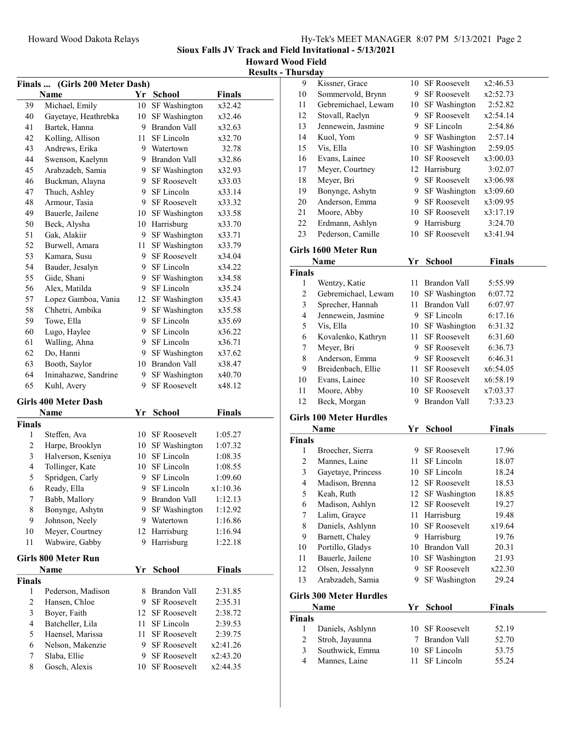Sioux Falls JV Track and Field Invitational - 5/13/2021
Howard Wood Field
Results - Thursday

## Finals ... (Girls 200 Meter Dash)

| | Name | Yr | School | Finals |
|---|---|---|---|---|
| 39 | Michael, Emily | 10 | SF Washington | x32.42 |
| 40 | Gayetaye, Heathrebka | 10 | SF Washington | x32.46 |
| 41 | Bartek, Hanna | 9 | Brandon Vall | x32.63 |
| 42 | Kolling, Allison | 11 | SF Lincoln | x32.70 |
| 43 | Andrews, Erika | 9 | Watertown | 32.78 |
| 44 | Swenson, Kaelynn | 9 | Brandon Vall | x32.86 |
| 45 | Arabzadeh, Samia | 9 | SF Washington | x32.93 |
| 46 | Buckman, Alayna | 9 | SF Roosevelt | x33.03 |
| 47 | Thuch, Ashley | 9 | SF Lincoln | x33.14 |
| 48 | Armour, Tasia | 9 | SF Roosevelt | x33.32 |
| 49 | Bauerle, Jailene | 10 | SF Washington | x33.58 |
| 50 | Beck, Alysha | 10 | Harrisburg | x33.70 |
| 51 | Gak, Alakiir | 9 | SF Washington | x33.71 |
| 52 | Burwell, Amara | 11 | SF Washington | x33.79 |
| 53 | Kamara, Susu | 9 | SF Roosevelt | x34.04 |
| 54 | Bauder, Jesalyn | 9 | SF Lincoln | x34.22 |
| 55 | Gide, Shani | 9 | SF Washington | x34.58 |
| 56 | Alex, Matilda | 9 | SF Lincoln | x35.24 |
| 57 | Lopez Gamboa, Vania | 12 | SF Washington | x35.43 |
| 58 | Chhetri, Ambika | 9 | SF Washington | x35.58 |
| 59 | Towe, Ella | 9 | SF Lincoln | x35.69 |
| 60 | Lugo, Haylee | 9 | SF Lincoln | x36.22 |
| 61 | Walling, Ahna | 9 | SF Lincoln | x36.71 |
| 62 | Do, Hanni | 9 | SF Washington | x37.62 |
| 63 | Booth, Saylor | 10 | Brandon Vall | x38.47 |
| 64 | Ininahazwe, Sandrine | 9 | SF Washington | x40.70 |
| 65 | Kuhl, Avery | 9 | SF Roosevelt | x48.12 |

## Girls 400 Meter Dash

**Finals**

| | Name | Yr | School | Finals |
|---|---|---|---|---|
| 1 | Steffen, Ava | 10 | SF Roosevelt | 1:05.27 |
| 2 | Harpe, Brooklyn | 10 | SF Washington | 1:07.32 |
| 3 | Halverson, Kseniya | 10 | SF Lincoln | 1:08.35 |
| 4 | Tollinger, Kate | 10 | SF Lincoln | 1:08.55 |
| 5 | Spridgen, Carly | 9 | SF Lincoln | 1:09.60 |
| 6 | Ready, Ella | 9 | SF Lincoln | x1:10.36 |
| 7 | Babb, Mallory | 9 | Brandon Vall | 1:12.13 |
| 8 | Bonynge, Ashytn | 9 | SF Washington | 1:12.92 |
| 9 | Johnson, Neely | 9 | Watertown | 1:16.86 |
| 10 | Meyer, Courtney | 12 | Harrisburg | 1:16.94 |
| 11 | Wabwire, Gabby | 9 | Harrisburg | 1:22.18 |

## Girls 800 Meter Run

**Finals**

| | Name | Yr | School | Finals |
|---|---|---|---|---|
| 1 | Pederson, Madison | 8 | Brandon Vall | 2:31.85 |
| 2 | Hansen, Chloe | 9 | SF Roosevelt | 2:35.31 |
| 3 | Boyer, Faith | 12 | SF Roosevelt | 2:38.72 |
| 4 | Batcheller, Lila | 11 | SF Lincoln | 2:39.53 |
| 5 | Haensel, Marissa | 11 | SF Roosevelt | 2:39.75 |
| 6 | Nelson, Makenzie | 9 | SF Roosevelt | x2:41.26 |
| 7 | Slaba, Ellie | 9 | SF Roosevelt | x2:43.20 |
| 8 | Gosch, Alexis | 10 | SF Roosevelt | x2:44.35 |
| 9 | Kissner, Grace | 10 | SF Roosevelt | x2:46.53 |
| 10 | Sommervold, Brynn | 9 | SF Roosevelt | x2:52.73 |
| 11 | Gebremichael, Lewam | 10 | SF Washington | 2:52.82 |
| 12 | Stovall, Raelyn | 9 | SF Roosevelt | x2:54.14 |
| 13 | Jennewein, Jasmine | 9 | SF Lincoln | 2:54.86 |
| 14 | Kuol, Yom | 9 | SF Washington | 2:57.14 |
| 15 | Vis, Ella | 10 | SF Washington | 2:59.05 |
| 16 | Evans, Lainee | 10 | SF Roosevelt | x3:00.03 |
| 17 | Meyer, Courtney | 12 | Harrisburg | 3:02.07 |
| 18 | Meyer, Bri | 9 | SF Roosevelt | x3:06.98 |
| 19 | Bonynge, Ashytn | 9 | SF Washington | x3:09.60 |
| 20 | Anderson, Emma | 9 | SF Roosevelt | x3:09.95 |
| 21 | Moore, Abby | 10 | SF Roosevelt | x3:17.19 |
| 22 | Erdmann, Ashlyn | 9 | Harrisburg | 3:24.70 |
| 23 | Pederson, Camille | 10 | SF Roosevelt | x3:41.94 |

## Girls 1600 Meter Run

**Finals**

| | Name | Yr | School | Finals |
|---|---|---|---|---|
| 1 | Wentzy, Katie | 11 | Brandon Vall | 5:55.99 |
| 2 | Gebremichael, Lewam | 10 | SF Washington | 6:07.72 |
| 3 | Sprecher, Hannah | 11 | Brandon Vall | 6:07.97 |
| 4 | Jennewein, Jasmine | 9 | SF Lincoln | 6:17.16 |
| 5 | Vis, Ella | 10 | SF Washington | 6:31.32 |
| 6 | Kovalenko, Kathryn | 11 | SF Roosevelt | 6:31.60 |
| 7 | Meyer, Bri | 9 | SF Roosevelt | 6:36.73 |
| 8 | Anderson, Emma | 9 | SF Roosevelt | 6:46.31 |
| 9 | Breidenbach, Ellie | 11 | SF Roosevelt | x6:54.05 |
| 10 | Evans, Lainee | 10 | SF Roosevelt | x6:58.19 |
| 11 | Moore, Abby | 10 | SF Roosevelt | x7:03.37 |
| 12 | Beck, Morgan | 9 | Brandon Vall | 7:33.23 |

## Girls 100 Meter Hurdles

**Finals**

| | Name | Yr | School | Finals |
|---|---|---|---|---|
| 1 | Broecher, Sierra | 9 | SF Roosevelt | 17.96 |
| 2 | Mannes, Laine | 11 | SF Lincoln | 18.07 |
| 3 | Gayetaye, Princess | 10 | SF Lincoln | 18.24 |
| 4 | Madison, Brenna | 12 | SF Roosevelt | 18.53 |
| 5 | Keah, Ruth | 12 | SF Washington | 18.85 |
| 6 | Madison, Ashlyn | 12 | SF Roosevelt | 19.27 |
| 7 | Lalim, Grayce | 11 | Harrisburg | 19.48 |
| 8 | Daniels, Ashlynn | 10 | SF Roosevelt | x19.64 |
| 9 | Barnett, Chaley | 9 | Harrisburg | 19.76 |
| 10 | Portillo, Gladys | 10 | Brandon Vall | 20.31 |
| 11 | Bauerle, Jailene | 10 | SF Washington | 21.93 |
| 12 | Olsen, Jessalynn | 9 | SF Roosevelt | x22.30 |
| 13 | Arabzadeh, Samia | 9 | SF Washington | 29.24 |

## Girls 300 Meter Hurdles

**Finals**

| | Name | Yr | School | Finals |
|---|---|---|---|---|
| 1 | Daniels, Ashlynn | 10 | SF Roosevelt | 52.19 |
| 2 | Stroh, Jayaunna | 7 | Brandon Vall | 52.70 |
| 3 | Southwick, Emma | 10 | SF Lincoln | 53.75 |
| 4 | Mannes, Laine | 11 | SF Lincoln | 55.24 |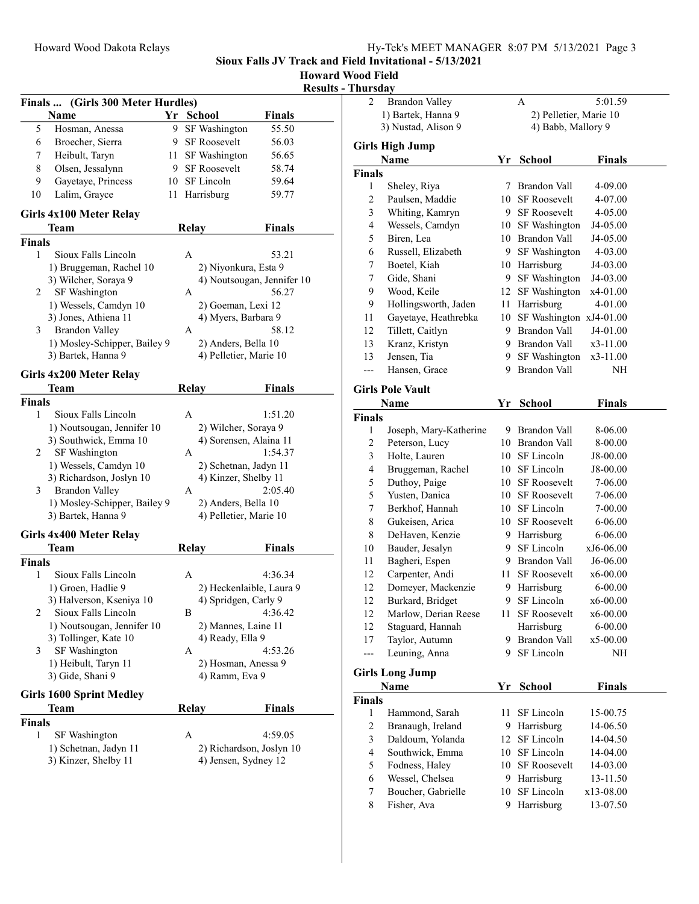# Sioux Falls JV Track and Field Invitational - 5/13/2021

## Howard Wood Field

### Results - Thursday

## Finals ... (Girls 300 Meter Hurdles)

| | Name | Yr | School | Finals |
|---|---|---|---|---|
| 5 | Hosman, Anessa | 9 | SF Washington | 55.50 |
| 6 | Broecher, Sierra | 9 | SF Roosevelt | 56.03 |
| 7 | Heibult, Taryn | 11 | SF Washington | 56.65 |
| 8 | Olsen, Jessalynn | 9 | SF Roosevelt | 58.74 |
| 9 | Gayetaye, Princess | 10 | SF Lincoln | 59.64 |
| 10 | Lalim, Grayce | 11 | Harrisburg | 59.77 |

## Girls 4x100 Meter Relay

| | Team | Relay | Finals |
|---|---|---|---|
| **Finals** | | | |
| 1 | Sioux Falls Lincoln | A | 53.21 |
| | 1) Bruggeman, Rachel 10 | 2) Niyonkura, Esta 9 | |
| | 3) Wilcher, Soraya 9 | 4) Noutsougan, Jennifer 10 | |
| 2 | SF Washington | A | 56.27 |
| | 1) Wessels, Camdyn 10 | 2) Goeman, Lexi 12 | |
| | 3) Jones, Athiena 11 | 4) Myers, Barbara 9 | |
| 3 | Brandon Valley | A | 58.12 |
| | 1) Mosley-Schipper, Bailey 9 | 2) Anders, Bella 10 | |
| | 3) Bartek, Hanna 9 | 4) Pelletier, Marie 10 | |

## Girls 4x200 Meter Relay

| | Team | Relay | Finals |
|---|---|---|---|
| **Finals** | | | |
| 1 | Sioux Falls Lincoln | A | 1:51.20 |
| | 1) Noutsougan, Jennifer 10 | 2) Wilcher, Soraya 9 | |
| | 3) Southwick, Emma 10 | 4) Sorensen, Alaina 11 | |
| 2 | SF Washington | A | 1:54.37 |
| | 1) Wessels, Camdyn 10 | 2) Schetnan, Jadyn 11 | |
| | 3) Richardson, Joslyn 10 | 4) Kinzer, Shelby 11 | |
| 3 | Brandon Valley | A | 2:05.40 |
| | 1) Mosley-Schipper, Bailey 9 | 2) Anders, Bella 10 | |
| | 3) Bartek, Hanna 9 | 4) Pelletier, Marie 10 | |

## Girls 4x400 Meter Relay

| | Team | Relay | Finals |
|---|---|---|---|
| **Finals** | | | |
| 1 | Sioux Falls Lincoln | A | 4:36.34 |
| | 1) Groen, Hadlie 9 | 2) Heckenlaible, Laura 9 | |
| | 3) Halverson, Kseniya 10 | 4) Spridgen, Carly 9 | |
| 2 | Sioux Falls Lincoln | B | 4:36.42 |
| | 1) Noutsougan, Jennifer 10 | 2) Mannes, Laine 11 | |
| | 3) Tollinger, Kate 10 | 4) Ready, Ella 9 | |
| 3 | SF Washington | A | 4:53.26 |
| | 1) Heibult, Taryn 11 | 2) Hosman, Anessa 9 | |
| | 3) Gide, Shani 9 | 4) Ramm, Eva 9 | |

## Girls 1600 Sprint Medley

| | Team | Relay | Finals |
|---|---|---|---|
| **Finals** | | | |
| 1 | SF Washington | A | 4:59.05 |
| | 1) Schetnan, Jadyn 11 | 2) Richardson, Joslyn 10 | |
| | 3) Kinzer, Shelby 11 | 4) Jensen, Sydney 12 | |
| 2 | Brandon Valley | A | 5:01.59 |
| | 1) Bartek, Hanna 9 | 2) Pelletier, Marie 10 | |
| | 3) Nustad, Alison 9 | 4) Babb, Mallory 9 | |

## Girls High Jump

| | Name | Yr | School | Finals |
|---|---|---|---|---|
| **Finals** | | | | |
| 1 | Sheley, Riya | 7 | Brandon Vall | 4-09.00 |
| 2 | Paulsen, Maddie | 10 | SF Roosevelt | 4-07.00 |
| 3 | Whiting, Kamryn | 9 | SF Roosevelt | 4-05.00 |
| 4 | Wessels, Camdyn | 10 | SF Washington | J4-05.00 |
| 5 | Biren, Lea | 10 | Brandon Vall | J4-05.00 |
| 6 | Russell, Elizabeth | 9 | SF Washington | 4-03.00 |
| 7 | Boetel, Kiah | 10 | Harrisburg | J4-03.00 |
| 7 | Gide, Shani | 9 | SF Washington | J4-03.00 |
| 9 | Wood, Keile | 12 | SF Washington | x4-01.00 |
| 9 | Hollingsworth, Jaden | 11 | Harrisburg | 4-01.00 |
| 11 | Gayetaye, Heathrebka | 10 | SF Washington | xJ4-01.00 |
| 12 | Tillett, Caitlyn | 9 | Brandon Vall | J4-01.00 |
| 13 | Kranz, Kristyn | 9 | Brandon Vall | x3-11.00 |
| 13 | Jensen, Tia | 9 | SF Washington | x3-11.00 |
| --- | Hansen, Grace | 9 | Brandon Vall | NH |

## Girls Pole Vault

| | Name | Yr | School | Finals |
|---|---|---|---|---|
| **Finals** | | | | |
| 1 | Joseph, Mary-Katherine | 9 | Brandon Vall | 8-06.00 |
| 2 | Peterson, Lucy | 10 | Brandon Vall | 8-00.00 |
| 3 | Holte, Lauren | 10 | SF Lincoln | J8-00.00 |
| 4 | Bruggeman, Rachel | 10 | SF Lincoln | J8-00.00 |
| 5 | Duthoy, Paige | 10 | SF Roosevelt | 7-06.00 |
| 5 | Yusten, Danica | 10 | SF Roosevelt | 7-06.00 |
| 7 | Berkhof, Hannah | 10 | SF Lincoln | 7-00.00 |
| 8 | Gukeisen, Arica | 10 | SF Roosevelt | 6-06.00 |
| 8 | DeHaven, Kenzie | 9 | Harrisburg | 6-06.00 |
| 10 | Bauder, Jesalyn | 9 | SF Lincoln | xJ6-06.00 |
| 11 | Bagheri, Espen | 9 | Brandon Vall | J6-06.00 |
| 12 | Carpenter, Andi | 11 | SF Roosevelt | x6-00.00 |
| 12 | Domeyer, Mackenzie | 9 | Harrisburg | 6-00.00 |
| 12 | Burkard, Bridget | 9 | SF Lincoln | x6-00.00 |
| 12 | Marlow, Derian Reese | 11 | SF Roosevelt | x6-00.00 |
| 12 | Staguard, Hannah | | Harrisburg | 6-00.00 |
| 17 | Taylor, Autumn | 9 | Brandon Vall | x5-00.00 |
| --- | Leuning, Anna | 9 | SF Lincoln | NH |

## Girls Long Jump

| | Name | Yr | School | Finals |
|---|---|---|---|---|
| **Finals** | | | | |
| 1 | Hammond, Sarah | 11 | SF Lincoln | 15-00.75 |
| 2 | Branaugh, Ireland | 9 | Harrisburg | 14-06.50 |
| 3 | Daldoum, Yolanda | 12 | SF Lincoln | 14-04.50 |
| 4 | Southwick, Emma | 10 | SF Lincoln | 14-04.00 |
| 5 | Fodness, Haley | 10 | SF Roosevelt | 14-03.00 |
| 6 | Wessel, Chelsea | 9 | Harrisburg | 13-11.50 |
| 7 | Boucher, Gabrielle | 10 | SF Lincoln | x13-08.00 |
| 8 | Fisher, Ava | 9 | Harrisburg | 13-07.50 |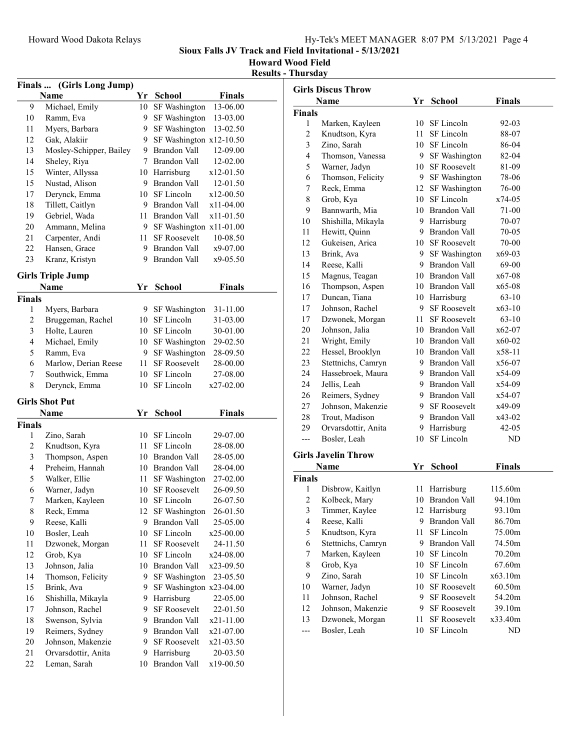## Sioux Falls JV Track and Field Invitational - 5/13/2021

**Howard Wood Field**

**Results - Thursday**

### Finals ... (Girls Long Jump)

| | Name | Yr | School | Finals |
|---|---|---|---|---|
| 9 | Michael, Emily | 10 | SF Washington | 13-06.00 |
| 10 | Ramm, Eva | 9 | SF Washington | 13-03.00 |
| 11 | Myers, Barbara | 9 | SF Washington | 13-02.50 |
| 12 | Gak, Alakiir | 9 | SF Washington | x12-10.50 |
| 13 | Mosley-Schipper, Bailey | 9 | Brandon Vall | 12-09.00 |
| 14 | Sheley, Riya | 7 | Brandon Vall | 12-02.00 |
| 15 | Winter, Allyssa | 10 | Harrisburg | x12-01.50 |
| 15 | Nustad, Alison | 9 | Brandon Vall | 12-01.50 |
| 17 | Derynck, Emma | 10 | SF Lincoln | x12-00.50 |
| 18 | Tillett, Caitlyn | 9 | Brandon Vall | x11-04.00 |
| 19 | Gebriel, Wada | 11 | Brandon Vall | x11-01.50 |
| 20 | Ammann, Melina | 9 | SF Washington | x11-01.00 |
| 21 | Carpenter, Andi | 11 | SF Roosevelt | 10-08.50 |
| 22 | Hansen, Grace | 9 | Brandon Vall | x9-07.00 |
| 23 | Kranz, Kristyn | 9 | Brandon Vall | x9-05.50 |

### Girls Triple Jump

| | Name | Yr | School | Finals |
|---|---|---|---|---|
| **Finals** | | | | |
| 1 | Myers, Barbara | 9 | SF Washington | 31-11.00 |
| 2 | Bruggeman, Rachel | 10 | SF Lincoln | 31-03.00 |
| 3 | Holte, Lauren | 10 | SF Lincoln | 30-01.00 |
| 4 | Michael, Emily | 10 | SF Washington | 29-02.50 |
| 5 | Ramm, Eva | 9 | SF Washington | 28-09.50 |
| 6 | Marlow, Derian Reese | 11 | SF Roosevelt | 28-00.00 |
| 7 | Southwick, Emma | 10 | SF Lincoln | 27-08.00 |
| 8 | Derynck, Emma | 10 | SF Lincoln | x27-02.00 |

### Girls Shot Put

| | Name | Yr | School | Finals |
|---|---|---|---|---|
| **Finals** | | | | |
| 1 | Zino, Sarah | 10 | SF Lincoln | 29-07.00 |
| 2 | Knudtson, Kyra | 11 | SF Lincoln | 28-08.00 |
| 3 | Thompson, Aspen | 10 | Brandon Vall | 28-05.00 |
| 4 | Preheim, Hannah | 10 | Brandon Vall | 28-04.00 |
| 5 | Walker, Ellie | 11 | SF Washington | 27-02.00 |
| 6 | Warner, Jadyn | 10 | SF Roosevelt | 26-09.50 |
| 7 | Marken, Kayleen | 10 | SF Lincoln | 26-07.50 |
| 8 | Reck, Emma | 12 | SF Washington | 26-01.50 |
| 9 | Reese, Kalli | 9 | Brandon Vall | 25-05.00 |
| 10 | Bosler, Leah | 10 | SF Lincoln | x25-00.00 |
| 11 | Dzwonek, Morgan | 11 | SF Roosevelt | 24-11.50 |
| 12 | Grob, Kya | 10 | SF Lincoln | x24-08.00 |
| 13 | Johnson, Jalia | 10 | Brandon Vall | x23-09.50 |
| 14 | Thomson, Felicity | 9 | SF Washington | 23-05.50 |
| 15 | Brink, Ava | 9 | SF Washington | x23-04.00 |
| 16 | Shishilla, Mikayla | 9 | Harrisburg | 22-05.00 |
| 17 | Johnson, Rachel | 9 | SF Roosevelt | 22-01.50 |
| 18 | Swenson, Sylvia | 9 | Brandon Vall | x21-11.00 |
| 19 | Reimers, Sydney | 9 | Brandon Vall | x21-07.00 |
| 20 | Johnson, Makenzie | 9 | SF Roosevelt | x21-03.50 |
| 21 | Orvarsdottir, Anita | 9 | Harrisburg | 20-03.50 |
| 22 | Leman, Sarah | 10 | Brandon Vall | x19-00.50 |

### Girls Discus Throw

| | Name | Yr | School | Finals |
|---|---|---|---|---|
| **Finals** | | | | |
| 1 | Marken, Kayleen | 10 | SF Lincoln | 92-03 |
| 2 | Knudtson, Kyra | 11 | SF Lincoln | 88-07 |
| 3 | Zino, Sarah | 10 | SF Lincoln | 86-04 |
| 4 | Thomson, Vanessa | 9 | SF Washington | 82-04 |
| 5 | Warner, Jadyn | 10 | SF Roosevelt | 81-09 |
| 6 | Thomson, Felicity | 9 | SF Washington | 78-06 |
| 7 | Reck, Emma | 12 | SF Washington | 76-00 |
| 8 | Grob, Kya | 10 | SF Lincoln | x74-05 |
| 9 | Bannwarth, Mia | 10 | Brandon Vall | 71-00 |
| 10 | Shishilla, Mikayla | 9 | Harrisburg | 70-07 |
| 11 | Hewitt, Quinn | 9 | Brandon Vall | 70-05 |
| 12 | Gukeisen, Arica | 10 | SF Roosevelt | 70-00 |
| 13 | Brink, Ava | 9 | SF Washington | x69-03 |
| 14 | Reese, Kalli | 9 | Brandon Vall | 69-00 |
| 15 | Magnus, Teagan | 10 | Brandon Vall | x67-08 |
| 16 | Thompson, Aspen | 10 | Brandon Vall | x65-08 |
| 17 | Duncan, Tiana | 10 | Harrisburg | 63-10 |
| 17 | Johnson, Rachel | 9 | SF Roosevelt | x63-10 |
| 17 | Dzwonek, Morgan | 11 | SF Roosevelt | 63-10 |
| 20 | Johnson, Jalia | 10 | Brandon Vall | x62-07 |
| 21 | Wright, Emily | 10 | Brandon Vall | x60-02 |
| 22 | Hessel, Brooklyn | 10 | Brandon Vall | x58-11 |
| 23 | Stettnichs, Camryn | 9 | Brandon Vall | x56-07 |
| 24 | Hassebroek, Maura | 9 | Brandon Vall | x54-09 |
| 24 | Jellis, Leah | 9 | Brandon Vall | x54-09 |
| 26 | Reimers, Sydney | 9 | Brandon Vall | x54-07 |
| 27 | Johnson, Makenzie | 9 | SF Roosevelt | x49-09 |
| 28 | Trout, Madison | 9 | Brandon Vall | x43-02 |
| 29 | Orvarsdottir, Anita | 9 | Harrisburg | 42-05 |
| --- | Bosler, Leah | 10 | SF Lincoln | ND |

### Girls Javelin Throw

| | Name | Yr | School | Finals |
|---|---|---|---|---|
| **Finals** | | | | |
| 1 | Disbrow, Kaitlyn | 11 | Harrisburg | 115.60m |
| 2 | Kolbeck, Mary | 10 | Brandon Vall | 94.10m |
| 3 | Timmer, Kaylee | 12 | Harrisburg | 93.10m |
| 4 | Reese, Kalli | 9 | Brandon Vall | 86.70m |
| 5 | Knudtson, Kyra | 11 | SF Lincoln | 75.00m |
| 6 | Stettnichs, Camryn | 9 | Brandon Vall | 74.50m |
| 7 | Marken, Kayleen | 10 | SF Lincoln | 70.20m |
| 8 | Grob, Kya | 10 | SF Lincoln | 67.60m |
| 9 | Zino, Sarah | 10 | SF Lincoln | x63.10m |
| 10 | Warner, Jadyn | 10 | SF Roosevelt | 60.50m |
| 11 | Johnson, Rachel | 9 | SF Roosevelt | 54.20m |
| 12 | Johnson, Makenzie | 9 | SF Roosevelt | 39.10m |
| 13 | Dzwonek, Morgan | 11 | SF Roosevelt | x33.40m |
| --- | Bosler, Leah | 10 | SF Lincoln | ND |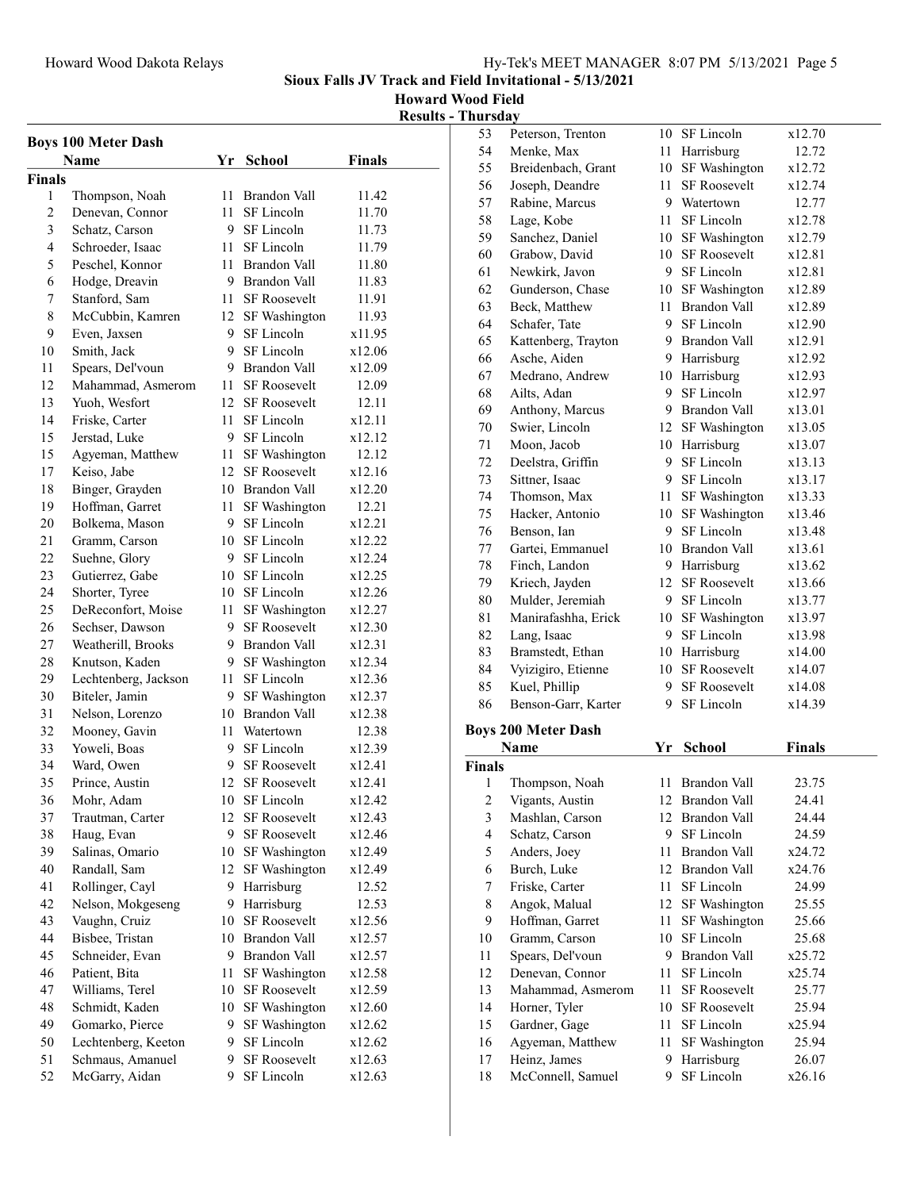# Sioux Falls JV Track and Field Invitational - 5/13/2021

**Howard Wood Field**

**Results - Thursday**

## Boys 100 Meter Dash

| | Name | Yr | School | Finals |
|---|---|---|---|---|
| **Finals** | | | | |
| 1 | Thompson, Noah | 11 | Brandon Vall | 11.42 |
| 2 | Denevan, Connor | 11 | SF Lincoln | 11.70 |
| 3 | Schatz, Carson | 9 | SF Lincoln | 11.73 |
| 4 | Schroeder, Isaac | 11 | SF Lincoln | 11.79 |
| 5 | Peschel, Konnor | 11 | Brandon Vall | 11.80 |
| 6 | Hodge, Dreavin | 9 | Brandon Vall | 11.83 |
| 7 | Stanford, Sam | 11 | SF Roosevelt | 11.91 |
| 8 | McCubbin, Kamren | 12 | SF Washington | 11.93 |
| 9 | Even, Jaxsen | 9 | SF Lincoln | x11.95 |
| 10 | Smith, Jack | 9 | SF Lincoln | x12.06 |
| 11 | Spears, Del'voun | 9 | Brandon Vall | x12.09 |
| 12 | Mahammad, Asmerom | 11 | SF Roosevelt | 12.09 |
| 13 | Yuoh, Wesfort | 12 | SF Roosevelt | 12.11 |
| 14 | Friske, Carter | 11 | SF Lincoln | x12.11 |
| 15 | Jerstad, Luke | 9 | SF Lincoln | x12.12 |
| 15 | Agyeman, Matthew | 11 | SF Washington | 12.12 |
| 17 | Keiso, Jabe | 12 | SF Roosevelt | x12.16 |
| 18 | Binger, Grayden | 10 | Brandon Vall | x12.20 |
| 19 | Hoffman, Garret | 11 | SF Washington | 12.21 |
| 20 | Bolkema, Mason | 9 | SF Lincoln | x12.21 |
| 21 | Gramm, Carson | 10 | SF Lincoln | x12.22 |
| 22 | Suehne, Glory | 9 | SF Lincoln | x12.24 |
| 23 | Gutierrez, Gabe | 10 | SF Lincoln | x12.25 |
| 24 | Shorter, Tyree | 10 | SF Lincoln | x12.26 |
| 25 | DeReconfort, Moise | 11 | SF Washington | x12.27 |
| 26 | Sechser, Dawson | 9 | SF Roosevelt | x12.30 |
| 27 | Weatherill, Brooks | 9 | Brandon Vall | x12.31 |
| 28 | Knutson, Kaden | 9 | SF Washington | x12.34 |
| 29 | Lechtenberg, Jackson | 11 | SF Lincoln | x12.36 |
| 30 | Biteler, Jamin | 9 | SF Washington | x12.37 |
| 31 | Nelson, Lorenzo | 10 | Brandon Vall | x12.38 |
| 32 | Mooney, Gavin | 11 | Watertown | 12.38 |
| 33 | Yoweli, Boas | 9 | SF Lincoln | x12.39 |
| 34 | Ward, Owen | 9 | SF Roosevelt | x12.41 |
| 35 | Prince, Austin | 12 | SF Roosevelt | x12.41 |
| 36 | Mohr, Adam | 10 | SF Lincoln | x12.42 |
| 37 | Trautman, Carter | 12 | SF Roosevelt | x12.43 |
| 38 | Haug, Evan | 9 | SF Roosevelt | x12.46 |
| 39 | Salinas, Omario | 10 | SF Washington | x12.49 |
| 40 | Randall, Sam | 12 | SF Washington | x12.49 |
| 41 | Rollinger, Cayl | 9 | Harrisburg | 12.52 |
| 42 | Nelson, Mokgeseng | 9 | Harrisburg | 12.53 |
| 43 | Vaughn, Cruiz | 10 | SF Roosevelt | x12.56 |
| 44 | Bisbee, Tristan | 10 | Brandon Vall | x12.57 |
| 45 | Schneider, Evan | 9 | Brandon Vall | x12.57 |
| 46 | Patient, Bita | 11 | SF Washington | x12.58 |
| 47 | Williams, Terel | 10 | SF Roosevelt | x12.59 |
| 48 | Schmidt, Kaden | 10 | SF Washington | x12.60 |
| 49 | Gomarko, Pierce | 9 | SF Washington | x12.62 |
| 50 | Lechtenberg, Keeton | 9 | SF Lincoln | x12.62 |
| 51 | Schmaus, Amanuel | 9 | SF Roosevelt | x12.63 |
| 52 | McGarry, Aidan | 9 | SF Lincoln | x12.63 |
| 53 | Peterson, Trenton | 10 | SF Lincoln | x12.70 |
| 54 | Menke, Max | 11 | Harrisburg | 12.72 |
| 55 | Breidenbach, Grant | 10 | SF Washington | x12.72 |
| 56 | Joseph, Deandre | 11 | SF Roosevelt | x12.74 |
| 57 | Rabine, Marcus | 9 | Watertown | 12.77 |
| 58 | Lage, Kobe | 11 | SF Lincoln | x12.78 |
| 59 | Sanchez, Daniel | 10 | SF Washington | x12.79 |
| 60 | Grabow, David | 10 | SF Roosevelt | x12.81 |
| 61 | Newkirk, Javon | 9 | SF Lincoln | x12.81 |
| 62 | Gunderson, Chase | 10 | SF Washington | x12.89 |
| 63 | Beck, Matthew | 11 | Brandon Vall | x12.89 |
| 64 | Schafer, Tate | 9 | SF Lincoln | x12.90 |
| 65 | Kattenberg, Trayton | 9 | Brandon Vall | x12.91 |
| 66 | Asche, Aiden | 9 | Harrisburg | x12.92 |
| 67 | Medrano, Andrew | 10 | Harrisburg | x12.93 |
| 68 | Ailts, Adan | 9 | SF Lincoln | x12.97 |
| 69 | Anthony, Marcus | 9 | Brandon Vall | x13.01 |
| 70 | Swier, Lincoln | 12 | SF Washington | x13.05 |
| 71 | Moon, Jacob | 10 | Harrisburg | x13.07 |
| 72 | Deelstra, Griffin | 9 | SF Lincoln | x13.13 |
| 73 | Sittner, Isaac | 9 | SF Lincoln | x13.17 |
| 74 | Thomson, Max | 11 | SF Washington | x13.33 |
| 75 | Hacker, Antonio | 10 | SF Washington | x13.46 |
| 76 | Benson, Ian | 9 | SF Lincoln | x13.48 |
| 77 | Gartei, Emmanuel | 10 | Brandon Vall | x13.61 |
| 78 | Finch, Landon | 9 | Harrisburg | x13.62 |
| 79 | Kriech, Jayden | 12 | SF Roosevelt | x13.66 |
| 80 | Mulder, Jeremiah | 9 | SF Lincoln | x13.77 |
| 81 | Manirafashha, Erick | 10 | SF Washington | x13.97 |
| 82 | Lang, Isaac | 9 | SF Lincoln | x13.98 |
| 83 | Bramstedt, Ethan | 10 | Harrisburg | x14.00 |
| 84 | Vyizigiro, Etienne | 10 | SF Roosevelt | x14.07 |
| 85 | Kuel, Phillip | 9 | SF Roosevelt | x14.08 |
| 86 | Benson-Garr, Karter | 9 | SF Lincoln | x14.39 |

## Boys 200 Meter Dash

| | Name | Yr | School | Finals |
|---|---|---|---|---|
| **Finals** | | | | |
| 1 | Thompson, Noah | 11 | Brandon Vall | 23.75 |
| 2 | Vigants, Austin | 12 | Brandon Vall | 24.41 |
| 3 | Mashlan, Carson | 12 | Brandon Vall | 24.44 |
| 4 | Schatz, Carson | 9 | SF Lincoln | 24.59 |
| 5 | Anders, Joey | 11 | Brandon Vall | x24.72 |
| 6 | Burch, Luke | 12 | Brandon Vall | x24.76 |
| 7 | Friske, Carter | 11 | SF Lincoln | 24.99 |
| 8 | Angok, Malual | 12 | SF Washington | 25.55 |
| 9 | Hoffman, Garret | 11 | SF Washington | 25.66 |
| 10 | Gramm, Carson | 10 | SF Lincoln | 25.68 |
| 11 | Spears, Del'voun | 9 | Brandon Vall | x25.72 |
| 12 | Denevan, Connor | 11 | SF Lincoln | x25.74 |
| 13 | Mahammad, Asmerom | 11 | SF Roosevelt | 25.77 |
| 14 | Horner, Tyler | 10 | SF Roosevelt | 25.94 |
| 15 | Gardner, Gage | 11 | SF Lincoln | x25.94 |
| 16 | Agyeman, Matthew | 11 | SF Washington | 25.94 |
| 17 | Heinz, James | 9 | Harrisburg | 26.07 |
| 18 | McConnell, Samuel | 9 | SF Lincoln | x26.16 |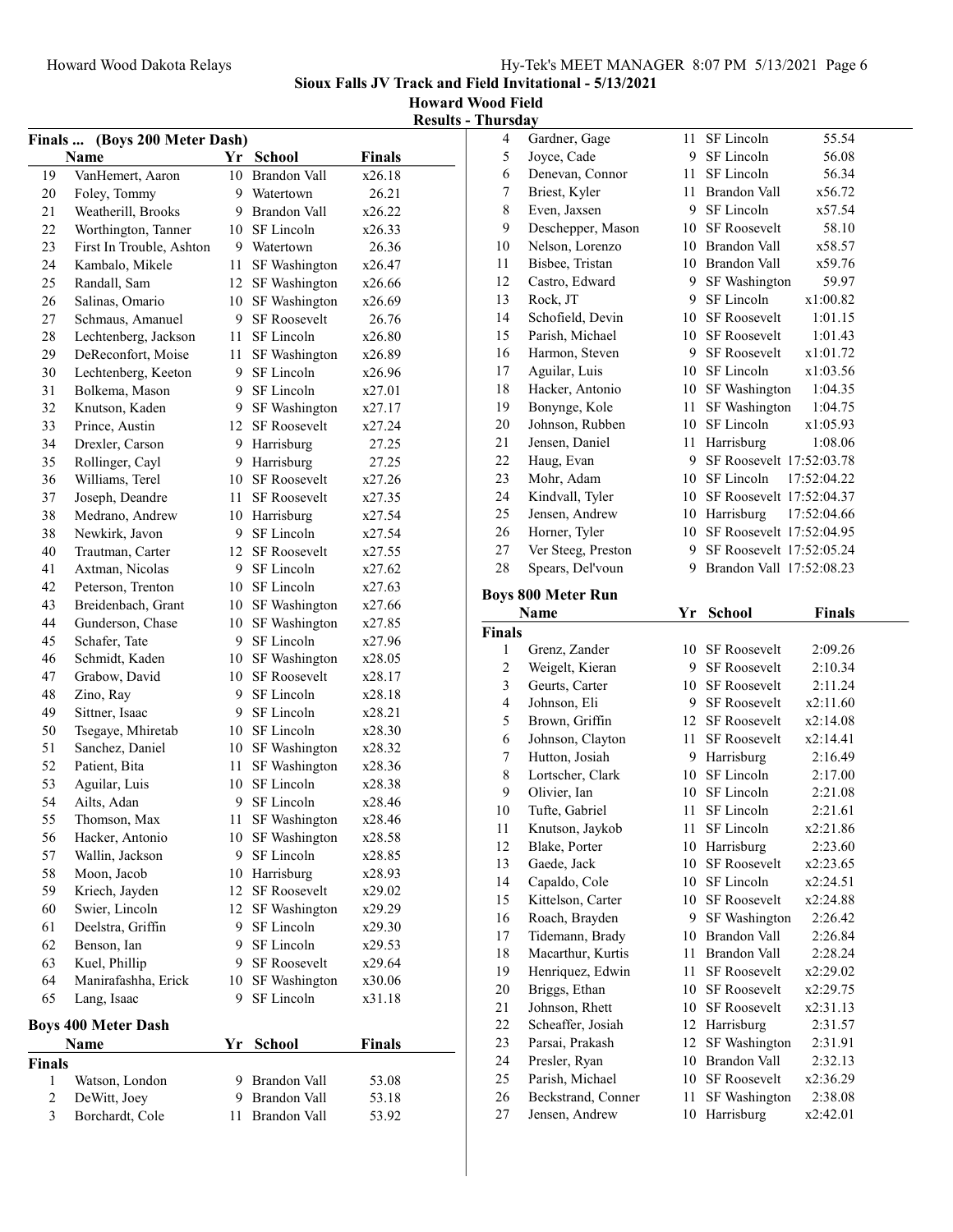Howard Wood Dakota Relays

Hy-Tek's MEET MANAGER 8:07 PM 5/13/2021 Page 6

**Sioux Falls JV Track and Field Invitational - 5/13/2021**

**Howard Wood Field**

**Results - Thursday**

## Finals ... (Boys 200 Meter Dash)

| | Name | Yr | School | Finals |
|---|---|---|---|---|
| 19 | VanHemert, Aaron | 10 | Brandon Vall | x26.18 |
| 20 | Foley, Tommy | 9 | Watertown | 26.21 |
| 21 | Weatherill, Brooks | 9 | Brandon Vall | x26.22 |
| 22 | Worthington, Tanner | 10 | SF Lincoln | x26.33 |
| 23 | First In Trouble, Ashton | 9 | Watertown | 26.36 |
| 24 | Kambalo, Mikele | 11 | SF Washington | x26.47 |
| 25 | Randall, Sam | 12 | SF Washington | x26.66 |
| 26 | Salinas, Omario | 10 | SF Washington | x26.69 |
| 27 | Schmaus, Amanuel | 9 | SF Roosevelt | 26.76 |
| 28 | Lechtenberg, Jackson | 11 | SF Lincoln | x26.80 |
| 29 | DeReconfort, Moise | 11 | SF Washington | x26.89 |
| 30 | Lechtenberg, Keeton | 9 | SF Lincoln | x26.96 |
| 31 | Bolkema, Mason | 9 | SF Lincoln | x27.01 |
| 32 | Knutson, Kaden | 9 | SF Washington | x27.17 |
| 33 | Prince, Austin | 12 | SF Roosevelt | x27.24 |
| 34 | Drexler, Carson | 9 | Harrisburg | 27.25 |
| 35 | Rollinger, Cayl | 9 | Harrisburg | 27.25 |
| 36 | Williams, Terel | 10 | SF Roosevelt | x27.26 |
| 37 | Joseph, Deandre | 11 | SF Roosevelt | x27.35 |
| 38 | Medrano, Andrew | 10 | Harrisburg | x27.54 |
| 38 | Newkirk, Javon | 9 | SF Lincoln | x27.54 |
| 40 | Trautman, Carter | 12 | SF Roosevelt | x27.55 |
| 41 | Axtman, Nicolas | 9 | SF Lincoln | x27.62 |
| 42 | Peterson, Trenton | 10 | SF Lincoln | x27.63 |
| 43 | Breidenbach, Grant | 10 | SF Washington | x27.66 |
| 44 | Gunderson, Chase | 10 | SF Washington | x27.85 |
| 45 | Schafer, Tate | 9 | SF Lincoln | x27.96 |
| 46 | Schmidt, Kaden | 10 | SF Washington | x28.05 |
| 47 | Grabow, David | 10 | SF Roosevelt | x28.17 |
| 48 | Zino, Ray | 9 | SF Lincoln | x28.18 |
| 49 | Sittner, Isaac | 9 | SF Lincoln | x28.21 |
| 50 | Tsegaye, Mhiretab | 10 | SF Lincoln | x28.30 |
| 51 | Sanchez, Daniel | 10 | SF Washington | x28.32 |
| 52 | Patient, Bita | 11 | SF Washington | x28.36 |
| 53 | Aguilar, Luis | 10 | SF Lincoln | x28.38 |
| 54 | Ailts, Adan | 9 | SF Lincoln | x28.46 |
| 55 | Thomson, Max | 11 | SF Washington | x28.46 |
| 56 | Hacker, Antonio | 10 | SF Washington | x28.58 |
| 57 | Wallin, Jackson | 9 | SF Lincoln | x28.85 |
| 58 | Moon, Jacob | 10 | Harrisburg | x28.93 |
| 59 | Kriech, Jayden | 12 | SF Roosevelt | x29.02 |
| 60 | Swier, Lincoln | 12 | SF Washington | x29.29 |
| 61 | Deelstra, Griffin | 9 | SF Lincoln | x29.30 |
| 62 | Benson, Ian | 9 | SF Lincoln | x29.53 |
| 63 | Kuel, Phillip | 9 | SF Roosevelt | x29.64 |
| 64 | Manirafashha, Erick | 10 | SF Washington | x30.06 |
| 65 | Lang, Isaac | 9 | SF Lincoln | x31.18 |

## Boys 400 Meter Dash

| | Name | Yr | School | Finals |
|---|---|---|---|---|
| **Finals** | | | | |
| 1 | Watson, London | 9 | Brandon Vall | 53.08 |
| 2 | DeWitt, Joey | 9 | Brandon Vall | 53.18 |
| 3 | Borchardt, Cole | 11 | Brandon Vall | 53.92 |
| 4 | Gardner, Gage | 11 | SF Lincoln | 55.54 |
| 5 | Joyce, Cade | 9 | SF Lincoln | 56.08 |
| 6 | Denevan, Connor | 11 | SF Lincoln | 56.34 |
| 7 | Briest, Kyler | 11 | Brandon Vall | x56.72 |
| 8 | Even, Jaxsen | 9 | SF Lincoln | x57.54 |
| 9 | Deschepper, Mason | 10 | SF Roosevelt | 58.10 |
| 10 | Nelson, Lorenzo | 10 | Brandon Vall | x58.57 |
| 11 | Bisbee, Tristan | 10 | Brandon Vall | x59.76 |
| 12 | Castro, Edward | 9 | SF Washington | 59.97 |
| 13 | Rock, JT | 9 | SF Lincoln | x1:00.82 |
| 14 | Schofield, Devin | 10 | SF Roosevelt | 1:01.15 |
| 15 | Parish, Michael | 10 | SF Roosevelt | 1:01.43 |
| 16 | Harmon, Steven | 9 | SF Roosevelt | x1:01.72 |
| 17 | Aguilar, Luis | 10 | SF Lincoln | x1:03.56 |
| 18 | Hacker, Antonio | 10 | SF Washington | 1:04.35 |
| 19 | Bonynge, Kole | 11 | SF Washington | 1:04.75 |
| 20 | Johnson, Rubben | 10 | SF Lincoln | x1:05.93 |
| 21 | Jensen, Daniel | 11 | Harrisburg | 1:08.06 |
| 22 | Haug, Evan | 9 | SF Roosevelt | 17:52:03.78 |
| 23 | Mohr, Adam | 10 | SF Lincoln | 17:52:04.22 |
| 24 | Kindvall, Tyler | 10 | SF Roosevelt | 17:52:04.37 |
| 25 | Jensen, Andrew | 10 | Harrisburg | 17:52:04.66 |
| 26 | Horner, Tyler | 10 | SF Roosevelt | 17:52:04.95 |
| 27 | Ver Steeg, Preston | 9 | SF Roosevelt | 17:52:05.24 |
| 28 | Spears, Del'voun | 9 | Brandon Vall | 17:52:08.23 |

## Boys 800 Meter Run

| | Name | Yr | School | Finals |
|---|---|---|---|---|
| **Finals** | | | | |
| 1 | Grenz, Zander | 10 | SF Roosevelt | 2:09.26 |
| 2 | Weigelt, Kieran | 9 | SF Roosevelt | 2:10.34 |
| 3 | Geurts, Carter | 10 | SF Roosevelt | 2:11.24 |
| 4 | Johnson, Eli | 9 | SF Roosevelt | x2:11.60 |
| 5 | Brown, Griffin | 12 | SF Roosevelt | x2:14.08 |
| 6 | Johnson, Clayton | 11 | SF Roosevelt | x2:14.41 |
| 7 | Hutton, Josiah | 9 | Harrisburg | 2:16.49 |
| 8 | Lortscher, Clark | 10 | SF Lincoln | 2:17.00 |
| 9 | Olivier, Ian | 10 | SF Lincoln | 2:21.08 |
| 10 | Tufte, Gabriel | 11 | SF Lincoln | 2:21.61 |
| 11 | Knutson, Jaykob | 11 | SF Lincoln | x2:21.86 |
| 12 | Blake, Porter | 10 | Harrisburg | 2:23.60 |
| 13 | Gaede, Jack | 10 | SF Roosevelt | x2:23.65 |
| 14 | Capaldo, Cole | 10 | SF Lincoln | x2:24.51 |
| 15 | Kittelson, Carter | 10 | SF Roosevelt | x2:24.88 |
| 16 | Roach, Brayden | 9 | SF Washington | 2:26.42 |
| 17 | Tidemann, Brady | 10 | Brandon Vall | 2:26.84 |
| 18 | Macarthur, Kurtis | 11 | Brandon Vall | 2:28.24 |
| 19 | Henriquez, Edwin | 11 | SF Roosevelt | x2:29.02 |
| 20 | Briggs, Ethan | 10 | SF Roosevelt | x2:29.75 |
| 21 | Johnson, Rhett | 10 | SF Roosevelt | x2:31.13 |
| 22 | Scheaffer, Josiah | 12 | Harrisburg | 2:31.57 |
| 23 | Parsai, Prakash | 12 | SF Washington | 2:31.91 |
| 24 | Presler, Ryan | 10 | Brandon Vall | 2:32.13 |
| 25 | Parish, Michael | 10 | SF Roosevelt | x2:36.29 |
| 26 | Beckstrand, Conner | 11 | SF Washington | 2:38.08 |
| 27 | Jensen, Andrew | 10 | Harrisburg | x2:42.01 |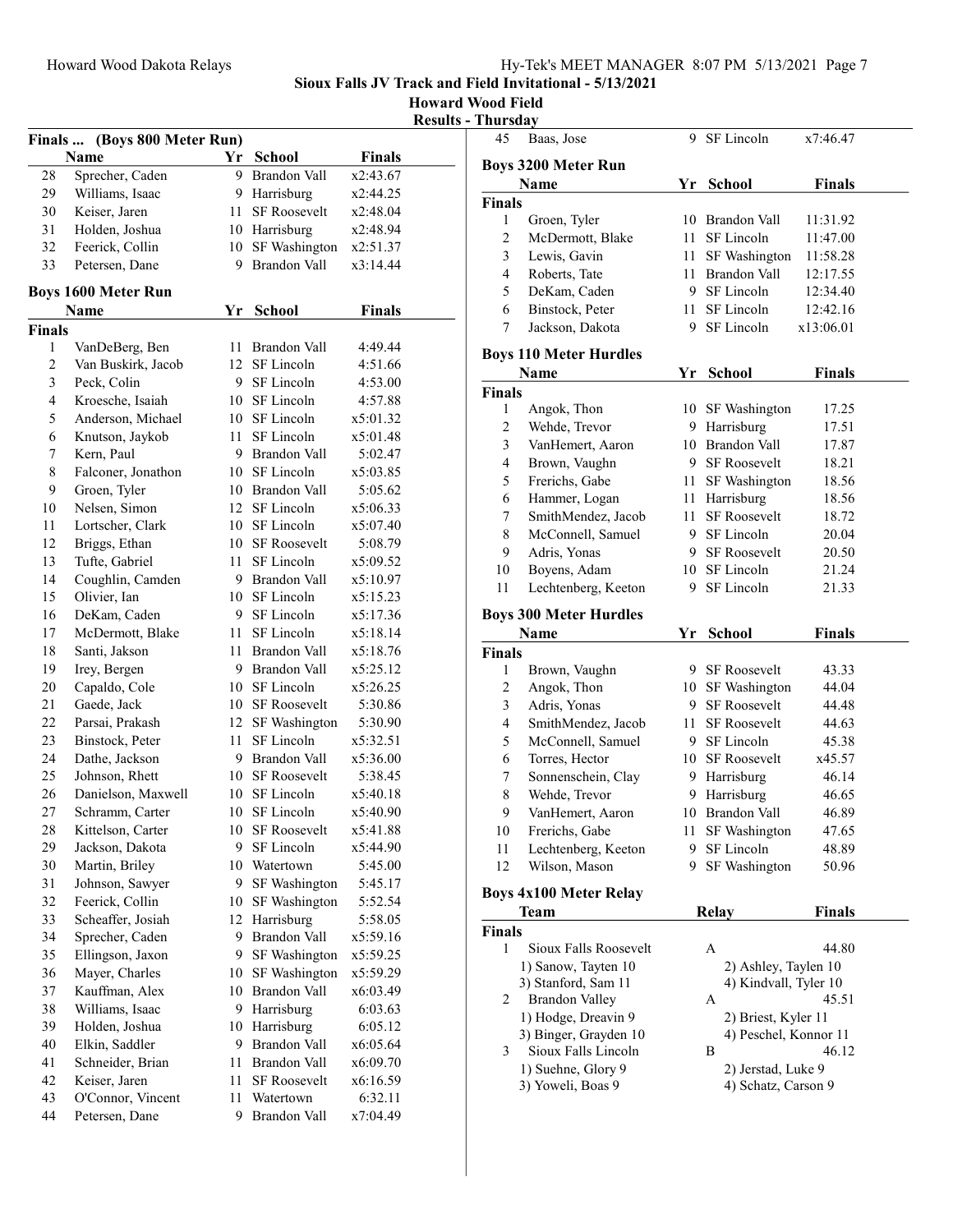**Sioux Falls JV Track and Field Invitational - 5/13/2021**

**Howard Wood Field**

**Results - Thursday**

### Finals ... (Boys 800 Meter Run)

| | Name | Yr | School | Finals |
|---|---|---|---|---|
| 28 | Sprecher, Caden | 9 | Brandon Vall | x2:43.67 |
| 29 | Williams, Isaac | 9 | Harrisburg | x2:44.25 |
| 30 | Keiser, Jaren | 11 | SF Roosevelt | x2:48.04 |
| 31 | Holden, Joshua | 10 | Harrisburg | x2:48.94 |
| 32 | Feerick, Collin | 10 | SF Washington | x2:51.37 |
| 33 | Petersen, Dane | 9 | Brandon Vall | x3:14.44 |

### Boys 1600 Meter Run

| | Name | Yr | School | Finals |
|---|---|---|---|---|
| **Finals** | | | | |
| 1 | VanDeBerg, Ben | 11 | Brandon Vall | 4:49.44 |
| 2 | Van Buskirk, Jacob | 12 | SF Lincoln | 4:51.66 |
| 3 | Peck, Colin | 9 | SF Lincoln | 4:53.00 |
| 4 | Kroesche, Isaiah | 10 | SF Lincoln | 4:57.88 |
| 5 | Anderson, Michael | 10 | SF Lincoln | x5:01.32 |
| 6 | Knutson, Jaykob | 11 | SF Lincoln | x5:01.48 |
| 7 | Kern, Paul | 9 | Brandon Vall | 5:02.47 |
| 8 | Falconer, Jonathon | 10 | SF Lincoln | x5:03.85 |
| 9 | Groen, Tyler | 10 | Brandon Vall | 5:05.62 |
| 10 | Nelsen, Simon | 12 | SF Lincoln | x5:06.33 |
| 11 | Lortscher, Clark | 10 | SF Lincoln | x5:07.40 |
| 12 | Briggs, Ethan | 10 | SF Roosevelt | 5:08.79 |
| 13 | Tufte, Gabriel | 11 | SF Lincoln | x5:09.52 |
| 14 | Coughlin, Camden | 9 | Brandon Vall | x5:10.97 |
| 15 | Olivier, Ian | 10 | SF Lincoln | x5:15.23 |
| 16 | DeKam, Caden | 9 | SF Lincoln | x5:17.36 |
| 17 | McDermott, Blake | 11 | SF Lincoln | x5:18.14 |
| 18 | Santi, Jakson | 11 | Brandon Vall | x5:18.76 |
| 19 | Irey, Bergen | 9 | Brandon Vall | x5:25.12 |
| 20 | Capaldo, Cole | 10 | SF Lincoln | x5:26.25 |
| 21 | Gaede, Jack | 10 | SF Roosevelt | 5:30.86 |
| 22 | Parsai, Prakash | 12 | SF Washington | 5:30.90 |
| 23 | Binstock, Peter | 11 | SF Lincoln | x5:32.51 |
| 24 | Dathe, Jackson | 9 | Brandon Vall | x5:36.00 |
| 25 | Johnson, Rhett | 10 | SF Roosevelt | 5:38.45 |
| 26 | Danielson, Maxwell | 10 | SF Lincoln | x5:40.18 |
| 27 | Schramm, Carter | 10 | SF Lincoln | x5:40.90 |
| 28 | Kittelson, Carter | 10 | SF Roosevelt | x5:41.88 |
| 29 | Jackson, Dakota | 9 | SF Lincoln | x5:44.90 |
| 30 | Martin, Briley | 10 | Watertown | 5:45.00 |
| 31 | Johnson, Sawyer | 9 | SF Washington | 5:45.17 |
| 32 | Feerick, Collin | 10 | SF Washington | 5:52.54 |
| 33 | Scheaffer, Josiah | 12 | Harrisburg | 5:58.05 |
| 34 | Sprecher, Caden | 9 | Brandon Vall | x5:59.16 |
| 35 | Ellingson, Jaxon | 9 | SF Washington | x5:59.25 |
| 36 | Mayer, Charles | 10 | SF Washington | x5:59.29 |
| 37 | Kauffman, Alex | 10 | Brandon Vall | x6:03.49 |
| 38 | Williams, Isaac | 9 | Harrisburg | 6:03.63 |
| 39 | Holden, Joshua | 10 | Harrisburg | 6:05.12 |
| 40 | Elkin, Saddler | 9 | Brandon Vall | x6:05.64 |
| 41 | Schneider, Brian | 11 | Brandon Vall | x6:09.70 |
| 42 | Keiser, Jaren | 11 | SF Roosevelt | x6:16.59 |
| 43 | O'Connor, Vincent | 11 | Watertown | 6:32.11 |
| 44 | Petersen, Dane | 9 | Brandon Vall | x7:04.49 |
| 45 | Baas, Jose | 9 | SF Lincoln | x7:46.47 |

### Boys 3200 Meter Run

| | Name | Yr | School | Finals |
|---|---|---|---|---|
| **Finals** | | | | |
| 1 | Groen, Tyler | 10 | Brandon Vall | 11:31.92 |
| 2 | McDermott, Blake | 11 | SF Lincoln | 11:47.00 |
| 3 | Lewis, Gavin | 11 | SF Washington | 11:58.28 |
| 4 | Roberts, Tate | 11 | Brandon Vall | 12:17.55 |
| 5 | DeKam, Caden | 9 | SF Lincoln | 12:34.40 |
| 6 | Binstock, Peter | 11 | SF Lincoln | 12:42.16 |
| 7 | Jackson, Dakota | 9 | SF Lincoln | x13:06.01 |

### Boys 110 Meter Hurdles

| | Name | Yr | School | Finals |
|---|---|---|---|---|
| **Finals** | | | | |
| 1 | Angok, Thon | 10 | SF Washington | 17.25 |
| 2 | Wehde, Trevor | 9 | Harrisburg | 17.51 |
| 3 | VanHemert, Aaron | 10 | Brandon Vall | 17.87 |
| 4 | Brown, Vaughn | 9 | SF Roosevelt | 18.21 |
| 5 | Frerichs, Gabe | 11 | SF Washington | 18.56 |
| 6 | Hammer, Logan | 11 | Harrisburg | 18.56 |
| 7 | SmithMendez, Jacob | 11 | SF Roosevelt | 18.72 |
| 8 | McConnell, Samuel | 9 | SF Lincoln | 20.04 |
| 9 | Adris, Yonas | 9 | SF Roosevelt | 20.50 |
| 10 | Boyens, Adam | 10 | SF Lincoln | 21.24 |
| 11 | Lechtenberg, Keeton | 9 | SF Lincoln | 21.33 |

### Boys 300 Meter Hurdles

| | Name | Yr | School | Finals |
|---|---|---|---|---|
| **Finals** | | | | |
| 1 | Brown, Vaughn | 9 | SF Roosevelt | 43.33 |
| 2 | Angok, Thon | 10 | SF Washington | 44.04 |
| 3 | Adris, Yonas | 9 | SF Roosevelt | 44.48 |
| 4 | SmithMendez, Jacob | 11 | SF Roosevelt | 44.63 |
| 5 | McConnell, Samuel | 9 | SF Lincoln | 45.38 |
| 6 | Torres, Hector | 10 | SF Roosevelt | x45.57 |
| 7 | Sonnenschein, Clay | 9 | Harrisburg | 46.14 |
| 8 | Wehde, Trevor | 9 | Harrisburg | 46.65 |
| 9 | VanHemert, Aaron | 10 | Brandon Vall | 46.89 |
| 10 | Frerichs, Gabe | 11 | SF Washington | 47.65 |
| 11 | Lechtenberg, Keeton | 9 | SF Lincoln | 48.89 |
| 12 | Wilson, Mason | 9 | SF Washington | 50.96 |

### Boys 4x100 Meter Relay

| | Team | Relay | Finals |
|---|---|---|---|
| **Finals** | | | |
| 1 | Sioux Falls Roosevelt | A | 44.80 |
| | 1) Sanow, Tayten 10 | 2) Ashley, Taylen 10 | |
| | 3) Stanford, Sam 11 | 4) Kindvall, Tyler 10 | |
| 2 | Brandon Valley | A | 45.51 |
| | 1) Hodge, Dreavin 9 | 2) Briest, Kyler 11 | |
| | 3) Binger, Grayden 10 | 4) Peschel, Konnor 11 | |
| 3 | Sioux Falls Lincoln | B | 46.12 |
| | 1) Suehne, Glory 9 | 2) Jerstad, Luke 9 | |
| | 3) Yoweli, Boas 9 | 4) Schatz, Carson 9 | |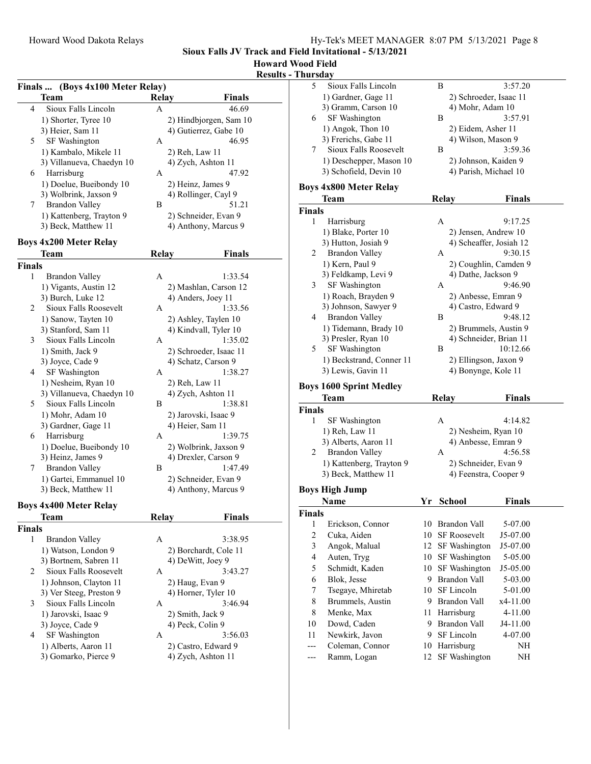Howard Wood Dakota Relays

**Sioux Falls JV Track and Field Invitational - 5/13/2021**

**Howard Wood Field**

**Results - Thursday**

### Finals ... (Boys 4x100 Meter Relay)

| | Team | Relay | Finals |
|---|---|---|---|
| 4 | Sioux Falls Lincoln | A | 46.69 |
| | 1) Shorter, Tyree 10 | 2) Hindbjorgen, Sam 10 | |
| | 3) Heier, Sam 11 | 4) Gutierrez, Gabe 10 | |
| 5 | SF Washington | A | 46.95 |
| | 1) Kambalo, Mikele 11 | 2) Reh, Law 11 | |
| | 3) Villanueva, Chaedyn 10 | 4) Zych, Ashton 11 | |
| 6 | Harrisburg | A | 47.92 |
| | 1) Doelue, Bueibondy 10 | 2) Heinz, James 9 | |
| | 3) Wolbrink, Jaxson 9 | 4) Rollinger, Cayl 9 | |
| 7 | Brandon Valley | B | 51.21 |
| | 1) Kattenberg, Trayton 9 | 2) Schneider, Evan 9 | |
| | 3) Beck, Matthew 11 | 4) Anthony, Marcus 9 | |

### Boys 4x200 Meter Relay

| | Team | Relay | Finals |
|---|---|---|---|
| **Finals** | | | |
| 1 | Brandon Valley | A | 1:33.54 |
| | 1) Vigants, Austin 12 | 2) Mashlan, Carson 12 | |
| | 3) Burch, Luke 12 | 4) Anders, Joey 11 | |
| 2 | Sioux Falls Roosevelt | A | 1:33.56 |
| | 1) Sanow, Tayten 10 | 2) Ashley, Taylen 10 | |
| | 3) Stanford, Sam 11 | 4) Kindvall, Tyler 10 | |
| 3 | Sioux Falls Lincoln | A | 1:35.02 |
| | 1) Smith, Jack 9 | 2) Schroeder, Isaac 11 | |
| | 3) Joyce, Cade 9 | 4) Schatz, Carson 9 | |
| 4 | SF Washington | A | 1:38.27 |
| | 1) Nesheim, Ryan 10 | 2) Reh, Law 11 | |
| | 3) Villanueva, Chaedyn 10 | 4) Zych, Ashton 11 | |
| 5 | Sioux Falls Lincoln | B | 1:38.81 |
| | 1) Mohr, Adam 10 | 2) Jarovski, Isaac 9 | |
| | 3) Gardner, Gage 11 | 4) Heier, Sam 11 | |
| 6 | Harrisburg | A | 1:39.75 |
| | 1) Doelue, Bueibondy 10 | 2) Wolbrink, Jaxson 9 | |
| | 3) Heinz, James 9 | 4) Drexler, Carson 9 | |
| 7 | Brandon Valley | B | 1:47.49 |
| | 1) Gartei, Emmanuel 10 | 2) Schneider, Evan 9 | |
| | 3) Beck, Matthew 11 | 4) Anthony, Marcus 9 | |

### Boys 4x400 Meter Relay

| | Team | Relay | Finals |
|---|---|---|---|
| **Finals** | | | |
| 1 | Brandon Valley | A | 3:38.95 |
| | 1) Watson, London 9 | 2) Borchardt, Cole 11 | |
| | 3) Bortnem, Sabren 11 | 4) DeWitt, Joey 9 | |
| 2 | Sioux Falls Roosevelt | A | 3:43.27 |
| | 1) Johnson, Clayton 11 | 2) Haug, Evan 9 | |
| | 3) Ver Steeg, Preston 9 | 4) Horner, Tyler 10 | |
| 3 | Sioux Falls Lincoln | A | 3:46.94 |
| | 1) Jarovski, Isaac 9 | 2) Smith, Jack 9 | |
| | 3) Joyce, Cade 9 | 4) Peck, Colin 9 | |
| 4 | SF Washington | A | 3:56.03 |
| | 1) Alberts, Aaron 11 | 2) Castro, Edward 9 | |
| | 3) Gomarko, Pierce 9 | 4) Zych, Ashton 11 | |
| 5 | Sioux Falls Lincoln | B | 3:57.20 |
| | 1) Gardner, Gage 11 | 2) Schroeder, Isaac 11 | |
| | 3) Gramm, Carson 10 | 4) Mohr, Adam 10 | |
| 6 | SF Washington | B | 3:57.91 |
| | 1) Angok, Thon 10 | 2) Eidem, Asher 11 | |
| | 3) Frerichs, Gabe 11 | 4) Wilson, Mason 9 | |
| 7 | Sioux Falls Roosevelt | B | 3:59.36 |
| | 1) Deschepper, Mason 10 | 2) Johnson, Kaiden 9 | |
| | 3) Schofield, Devin 10 | 4) Parish, Michael 10 | |

### Boys 4x800 Meter Relay

| | Team | Relay | Finals |
|---|---|---|---|
| **Finals** | | | |
| 1 | Harrisburg | A | 9:17.25 |
| | 1) Blake, Porter 10 | 2) Jensen, Andrew 10 | |
| | 3) Hutton, Josiah 9 | 4) Scheaffer, Josiah 12 | |
| 2 | Brandon Valley | A | 9:30.15 |
| | 1) Kern, Paul 9 | 2) Coughlin, Camden 9 | |
| | 3) Feldkamp, Levi 9 | 4) Dathe, Jackson 9 | |
| 3 | SF Washington | A | 9:46.90 |
| | 1) Roach, Brayden 9 | 2) Anbesse, Emran 9 | |
| | 3) Johnson, Sawyer 9 | 4) Castro, Edward 9 | |
| 4 | Brandon Valley | B | 9:48.12 |
| | 1) Tidemann, Brady 10 | 2) Brummels, Austin 9 | |
| | 3) Presler, Ryan 10 | 4) Schneider, Brian 11 | |
| 5 | SF Washington | B | 10:12.66 |
| | 1) Beckstrand, Conner 11 | 2) Ellingson, Jaxon 9 | |
| | 3) Lewis, Gavin 11 | 4) Bonynge, Kole 11 | |

### Boys 1600 Sprint Medley

| | Team | Relay | Finals |
|---|---|---|---|
| **Finals** | | | |
| 1 | SF Washington | A | 4:14.82 |
| | 1) Reh, Law 11 | 2) Nesheim, Ryan 10 | |
| | 3) Alberts, Aaron 11 | 4) Anbesse, Emran 9 | |
| 2 | Brandon Valley | A | 4:56.58 |
| | 1) Kattenberg, Trayton 9 | 2) Schneider, Evan 9 | |
| | 3) Beck, Matthew 11 | 4) Feenstra, Cooper 9 | |

### Boys High Jump

| | Name | Yr | School | Finals |
|---|---|---|---|---|
| **Finals** | | | | |
| 1 | Erickson, Connor | 10 | Brandon Vall | 5-07.00 |
| 2 | Cuka, Aiden | 10 | SF Roosevelt | J5-07.00 |
| 3 | Angok, Malual | 12 | SF Washington | J5-07.00 |
| 4 | Auten, Tryg | 10 | SF Washington | 5-05.00 |
| 5 | Schmidt, Kaden | 10 | SF Washington | J5-05.00 |
| 6 | Blok, Jesse | 9 | Brandon Vall | 5-03.00 |
| 7 | Tsegaye, Mhiretab | 10 | SF Lincoln | 5-01.00 |
| 8 | Brummels, Austin | 9 | Brandon Vall | x4-11.00 |
| 8 | Menke, Max | 11 | Harrisburg | 4-11.00 |
| 10 | Dowd, Caden | 9 | Brandon Vall | J4-11.00 |
| 11 | Newkirk, Javon | 9 | SF Lincoln | 4-07.00 |
| --- | Coleman, Connor | 10 | Harrisburg | NH |
| --- | Ramm, Logan | 12 | SF Washington | NH |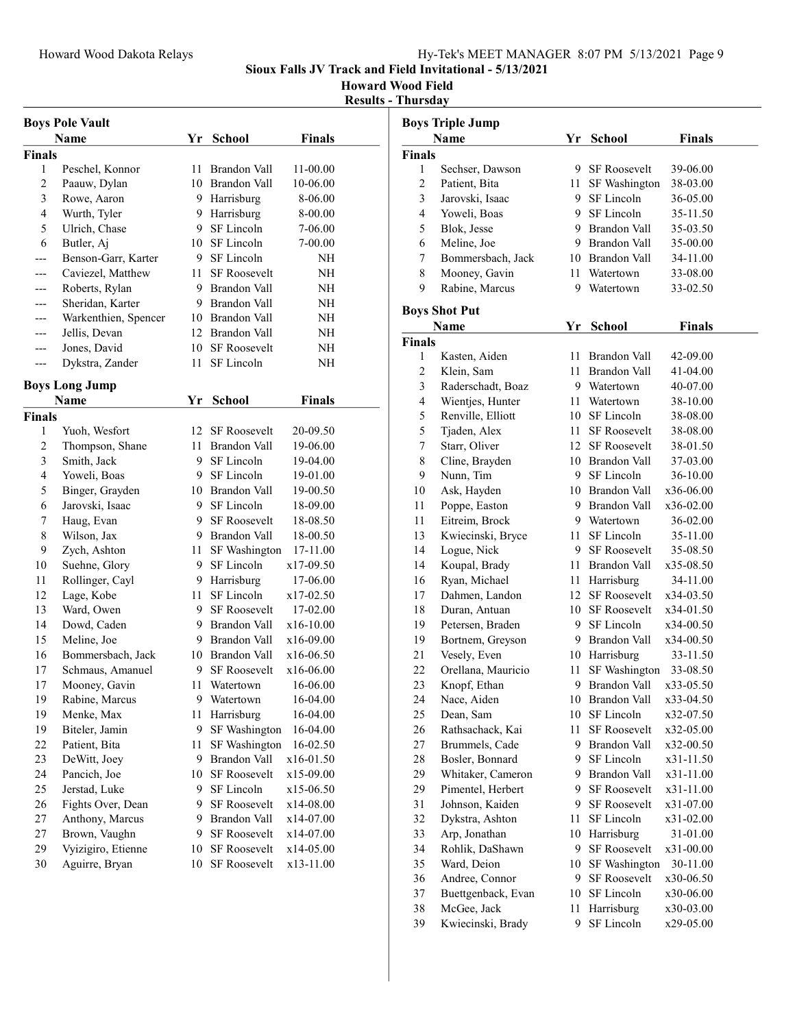# Sioux Falls JV Track and Field Invitational - 5/13/2021

## Howard Wood Field

### Results - Thursday

### Boys Pole Vault

| | Name | Yr | School | Finals |
|---|---|---|---|---|
| **Finals** | | | | |
| 1 | Peschel, Konnor | 11 | Brandon Vall | 11-00.00 |
| 2 | Paauw, Dylan | 10 | Brandon Vall | 10-06.00 |
| 3 | Rowe, Aaron | 9 | Harrisburg | 8-06.00 |
| 4 | Wurth, Tyler | 9 | Harrisburg | 8-00.00 |
| 5 | Ulrich, Chase | 9 | SF Lincoln | 7-06.00 |
| 6 | Butler, Aj | 10 | SF Lincoln | 7-00.00 |
| --- | Benson-Garr, Karter | 9 | SF Lincoln | NH |
| --- | Caviezel, Matthew | 11 | SF Roosevelt | NH |
| --- | Roberts, Rylan | 9 | Brandon Vall | NH |
| --- | Sheridan, Karter | 9 | Brandon Vall | NH |
| --- | Warkenthien, Spencer | 10 | Brandon Vall | NH |
| --- | Jellis, Devan | 12 | Brandon Vall | NH |
| --- | Jones, David | 10 | SF Roosevelt | NH |
| --- | Dykstra, Zander | 11 | SF Lincoln | NH |

### Boys Long Jump

| | Name | Yr | School | Finals |
|---|---|---|---|---|
| **Finals** | | | | |
| 1 | Yuoh, Wesfort | 12 | SF Roosevelt | 20-09.50 |
| 2 | Thompson, Shane | 11 | Brandon Vall | 19-06.00 |
| 3 | Smith, Jack | 9 | SF Lincoln | 19-04.00 |
| 4 | Yoweli, Boas | 9 | SF Lincoln | 19-01.00 |
| 5 | Binger, Grayden | 10 | Brandon Vall | 19-00.50 |
| 6 | Jarovski, Isaac | 9 | SF Lincoln | 18-09.00 |
| 7 | Haug, Evan | 9 | SF Roosevelt | 18-08.50 |
| 8 | Wilson, Jax | 9 | Brandon Vall | 18-00.50 |
| 9 | Zych, Ashton | 11 | SF Washington | 17-11.00 |
| 10 | Suehne, Glory | 9 | SF Lincoln | x17-09.50 |
| 11 | Rollinger, Cayl | 9 | Harrisburg | 17-06.00 |
| 12 | Lage, Kobe | 11 | SF Lincoln | x17-02.50 |
| 13 | Ward, Owen | 9 | SF Roosevelt | 17-02.00 |
| 14 | Dowd, Caden | 9 | Brandon Vall | x16-10.00 |
| 15 | Meline, Joe | 9 | Brandon Vall | x16-09.00 |
| 16 | Bommersbach, Jack | 10 | Brandon Vall | x16-06.50 |
| 17 | Schmaus, Amanuel | 9 | SF Roosevelt | x16-06.00 |
| 17 | Mooney, Gavin | 11 | Watertown | 16-06.00 |
| 19 | Rabine, Marcus | 9 | Watertown | 16-04.00 |
| 19 | Menke, Max | 11 | Harrisburg | 16-04.00 |
| 19 | Biteler, Jamin | 9 | SF Washington | 16-04.00 |
| 22 | Patient, Bita | 11 | SF Washington | 16-02.50 |
| 23 | DeWitt, Joey | 9 | Brandon Vall | x16-01.50 |
| 24 | Pancich, Joe | 10 | SF Roosevelt | x15-09.00 |
| 25 | Jerstad, Luke | 9 | SF Lincoln | x15-06.50 |
| 26 | Fights Over, Dean | 9 | SF Roosevelt | x14-08.00 |
| 27 | Anthony, Marcus | 9 | Brandon Vall | x14-07.00 |
| 27 | Brown, Vaughn | 9 | SF Roosevelt | x14-07.00 |
| 29 | Vyizigiro, Etienne | 10 | SF Roosevelt | x14-05.00 |
| 30 | Aguirre, Bryan | 10 | SF Roosevelt | x13-11.00 |

### Boys Triple Jump

| | Name | Yr | School | Finals |
|---|---|---|---|---|
| **Finals** | | | | |
| 1 | Sechser, Dawson | 9 | SF Roosevelt | 39-06.00 |
| 2 | Patient, Bita | 11 | SF Washington | 38-03.00 |
| 3 | Jarovski, Isaac | 9 | SF Lincoln | 36-05.00 |
| 4 | Yoweli, Boas | 9 | SF Lincoln | 35-11.50 |
| 5 | Blok, Jesse | 9 | Brandon Vall | 35-03.50 |
| 6 | Meline, Joe | 9 | Brandon Vall | 35-00.00 |
| 7 | Bommersbach, Jack | 10 | Brandon Vall | 34-11.00 |
| 8 | Mooney, Gavin | 11 | Watertown | 33-08.00 |
| 9 | Rabine, Marcus | 9 | Watertown | 33-02.50 |

### Boys Shot Put

| | Name | Yr | School | Finals |
|---|---|---|---|---|
| **Finals** | | | | |
| 1 | Kasten, Aiden | 11 | Brandon Vall | 42-09.00 |
| 2 | Klein, Sam | 11 | Brandon Vall | 41-04.00 |
| 3 | Raderschadt, Boaz | 9 | Watertown | 40-07.00 |
| 4 | Wientjes, Hunter | 11 | Watertown | 38-10.00 |
| 5 | Renville, Elliott | 10 | SF Lincoln | 38-08.00 |
| 5 | Tjaden, Alex | 11 | SF Roosevelt | 38-08.00 |
| 7 | Starr, Oliver | 12 | SF Roosevelt | 38-01.50 |
| 8 | Cline, Brayden | 10 | Brandon Vall | 37-03.00 |
| 9 | Nunn, Tim | 9 | SF Lincoln | 36-10.00 |
| 10 | Ask, Hayden | 10 | Brandon Vall | x36-06.00 |
| 11 | Poppe, Easton | 9 | Brandon Vall | x36-02.00 |
| 11 | Eitreim, Brock | 9 | Watertown | 36-02.00 |
| 13 | Kwiecinski, Bryce | 11 | SF Lincoln | 35-11.00 |
| 14 | Logue, Nick | 9 | SF Roosevelt | 35-08.50 |
| 14 | Koupal, Brady | 11 | Brandon Vall | x35-08.50 |
| 16 | Ryan, Michael | 11 | Harrisburg | 34-11.00 |
| 17 | Dahmen, Landon | 12 | SF Roosevelt | x34-03.50 |
| 18 | Duran, Antuan | 10 | SF Roosevelt | x34-01.50 |
| 19 | Petersen, Braden | 9 | SF Lincoln | x34-00.50 |
| 19 | Bortnem, Greyson | 9 | Brandon Vall | x34-00.50 |
| 21 | Vesely, Even | 10 | Harrisburg | 33-11.50 |
| 22 | Orellana, Mauricio | 11 | SF Washington | 33-08.50 |
| 23 | Knopf, Ethan | 9 | Brandon Vall | x33-05.50 |
| 24 | Nace, Aiden | 10 | Brandon Vall | x33-04.50 |
| 25 | Dean, Sam | 10 | SF Lincoln | x32-07.50 |
| 26 | Rathsachack, Kai | 11 | SF Roosevelt | x32-05.00 |
| 27 | Brummels, Cade | 9 | Brandon Vall | x32-00.50 |
| 28 | Bosler, Bonnard | 9 | SF Lincoln | x31-11.50 |
| 29 | Whitaker, Cameron | 9 | Brandon Vall | x31-11.00 |
| 29 | Pimentel, Herbert | 9 | SF Roosevelt | x31-11.00 |
| 31 | Johnson, Kaiden | 9 | SF Roosevelt | x31-07.00 |
| 32 | Dykstra, Ashton | 11 | SF Lincoln | x31-02.00 |
| 33 | Arp, Jonathan | 10 | Harrisburg | 31-01.00 |
| 34 | Rohlik, DaShawn | 9 | SF Roosevelt | x31-00.00 |
| 35 | Ward, Deion | 10 | SF Washington | 30-11.00 |
| 36 | Andree, Connor | 9 | SF Roosevelt | x30-06.50 |
| 37 | Buettgenback, Evan | 10 | SF Lincoln | x30-06.00 |
| 38 | McGee, Jack | 11 | Harrisburg | x30-03.00 |
| 39 | Kwiecinski, Brady | 9 | SF Lincoln | x29-05.00 |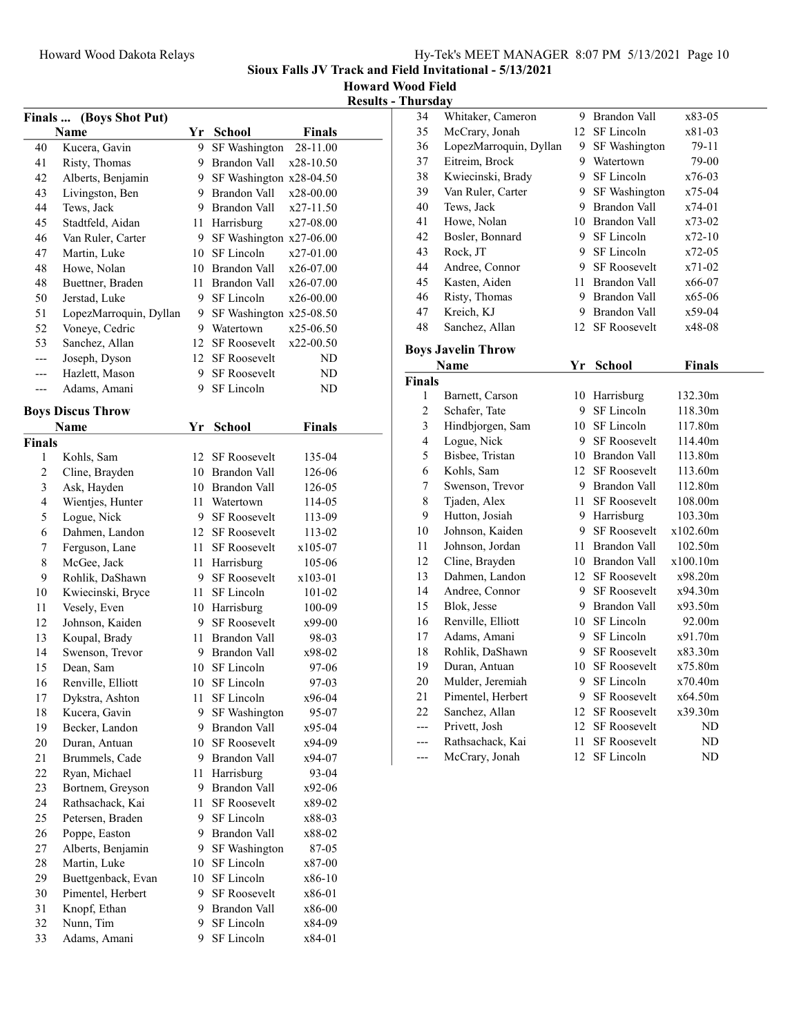## Sioux Falls JV Track and Field Invitational - 5/13/2021

**Howard Wood Field**

**Results - Thursday**

### Finals ... (Boys Shot Put)

| | Name | Yr | School | Finals |
|---|---|---|---|---|
| 40 | Kucera, Gavin | 9 | SF Washington | 28-11.00 |
| 41 | Risty, Thomas | 9 | Brandon Vall | x28-10.50 |
| 42 | Alberts, Benjamin | 9 | SF Washington | x28-04.50 |
| 43 | Livingston, Ben | 9 | Brandon Vall | x28-00.00 |
| 44 | Tews, Jack | 9 | Brandon Vall | x27-11.50 |
| 45 | Stadtfeld, Aidan | 11 | Harrisburg | x27-08.00 |
| 46 | Van Ruler, Carter | 9 | SF Washington | x27-06.00 |
| 47 | Martin, Luke | 10 | SF Lincoln | x27-01.00 |
| 48 | Howe, Nolan | 10 | Brandon Vall | x26-07.00 |
| 48 | Buettner, Braden | 11 | Brandon Vall | x26-07.00 |
| 50 | Jerstad, Luke | 9 | SF Lincoln | x26-00.00 |
| 51 | LopezMarroquin, Dyllan | 9 | SF Washington | x25-08.50 |
| 52 | Voneye, Cedric | 9 | Watertown | x25-06.50 |
| 53 | Sanchez, Allan | 12 | SF Roosevelt | x22-00.50 |
| --- | Joseph, Dyson | 12 | SF Roosevelt | ND |
| --- | Hazlett, Mason | 9 | SF Roosevelt | ND |
| --- | Adams, Amani | 9 | SF Lincoln | ND |

### Boys Discus Throw

| | Name | Yr | School | Finals |
|---|---|---|---|---|
| **Finals** | | | | |
| 1 | Kohls, Sam | 12 | SF Roosevelt | 135-04 |
| 2 | Cline, Brayden | 10 | Brandon Vall | 126-06 |
| 3 | Ask, Hayden | 10 | Brandon Vall | 126-05 |
| 4 | Wientjes, Hunter | 11 | Watertown | 114-05 |
| 5 | Logue, Nick | 9 | SF Roosevelt | 113-09 |
| 6 | Dahmen, Landon | 12 | SF Roosevelt | 113-02 |
| 7 | Ferguson, Lane | 11 | SF Roosevelt | x105-07 |
| 8 | McGee, Jack | 11 | Harrisburg | 105-06 |
| 9 | Rohlik, DaShawn | 9 | SF Roosevelt | x103-01 |
| 10 | Kwiecinski, Bryce | 11 | SF Lincoln | 101-02 |
| 11 | Vesely, Even | 10 | Harrisburg | 100-09 |
| 12 | Johnson, Kaiden | 9 | SF Roosevelt | x99-00 |
| 13 | Koupal, Brady | 11 | Brandon Vall | 98-03 |
| 14 | Swenson, Trevor | 9 | Brandon Vall | x98-02 |
| 15 | Dean, Sam | 10 | SF Lincoln | 97-06 |
| 16 | Renville, Elliott | 10 | SF Lincoln | 97-03 |
| 17 | Dykstra, Ashton | 11 | SF Lincoln | x96-04 |
| 18 | Kucera, Gavin | 9 | SF Washington | 95-07 |
| 19 | Becker, Landon | 9 | Brandon Vall | x95-04 |
| 20 | Duran, Antuan | 10 | SF Roosevelt | x94-09 |
| 21 | Brummels, Cade | 9 | Brandon Vall | x94-07 |
| 22 | Ryan, Michael | 11 | Harrisburg | 93-04 |
| 23 | Bortnem, Greyson | 9 | Brandon Vall | x92-06 |
| 24 | Rathsachack, Kai | 11 | SF Roosevelt | x89-02 |
| 25 | Petersen, Braden | 9 | SF Lincoln | x88-03 |
| 26 | Poppe, Easton | 9 | Brandon Vall | x88-02 |
| 27 | Alberts, Benjamin | 9 | SF Washington | 87-05 |
| 28 | Martin, Luke | 10 | SF Lincoln | x87-00 |
| 29 | Buettgenback, Evan | 10 | SF Lincoln | x86-10 |
| 30 | Pimentel, Herbert | 9 | SF Roosevelt | x86-01 |
| 31 | Knopf, Ethan | 9 | Brandon Vall | x86-00 |
| 32 | Nunn, Tim | 9 | SF Lincoln | x84-09 |
| 33 | Adams, Amani | 9 | SF Lincoln | x84-01 |
| 34 | Whitaker, Cameron | 9 | Brandon Vall | x83-05 |
| 35 | McCrary, Jonah | 12 | SF Lincoln | x81-03 |
| 36 | LopezMarroquin, Dyllan | 9 | SF Washington | 79-11 |
| 37 | Eitreim, Brock | 9 | Watertown | 79-00 |
| 38 | Kwiecinski, Brady | 9 | SF Lincoln | x76-03 |
| 39 | Van Ruler, Carter | 9 | SF Washington | x75-04 |
| 40 | Tews, Jack | 9 | Brandon Vall | x74-01 |
| 41 | Howe, Nolan | 10 | Brandon Vall | x73-02 |
| 42 | Bosler, Bonnard | 9 | SF Lincoln | x72-10 |
| 43 | Rock, JT | 9 | SF Lincoln | x72-05 |
| 44 | Andree, Connor | 9 | SF Roosevelt | x71-02 |
| 45 | Kasten, Aiden | 11 | Brandon Vall | x66-07 |
| 46 | Risty, Thomas | 9 | Brandon Vall | x65-06 |
| 47 | Kreich, KJ | 9 | Brandon Vall | x59-04 |
| 48 | Sanchez, Allan | 12 | SF Roosevelt | x48-08 |

### Boys Javelin Throw

| | Name | Yr | School | Finals |
|---|---|---|---|---|
| **Finals** | | | | |
| 1 | Barnett, Carson | 10 | Harrisburg | 132.30m |
| 2 | Schafer, Tate | 9 | SF Lincoln | 118.30m |
| 3 | Hindbjorgen, Sam | 10 | SF Lincoln | 117.80m |
| 4 | Logue, Nick | 9 | SF Roosevelt | 114.40m |
| 5 | Bisbee, Tristan | 10 | Brandon Vall | 113.80m |
| 6 | Kohls, Sam | 12 | SF Roosevelt | 113.60m |
| 7 | Swenson, Trevor | 9 | Brandon Vall | 112.80m |
| 8 | Tjaden, Alex | 11 | SF Roosevelt | 108.00m |
| 9 | Hutton, Josiah | 9 | Harrisburg | 103.30m |
| 10 | Johnson, Kaiden | 9 | SF Roosevelt | x102.60m |
| 11 | Johnson, Jordan | 11 | Brandon Vall | 102.50m |
| 12 | Cline, Brayden | 10 | Brandon Vall | x100.10m |
| 13 | Dahmen, Landon | 12 | SF Roosevelt | x98.20m |
| 14 | Andree, Connor | 9 | SF Roosevelt | x94.30m |
| 15 | Blok, Jesse | 9 | Brandon Vall | x93.50m |
| 16 | Renville, Elliott | 10 | SF Lincoln | 92.00m |
| 17 | Adams, Amani | 9 | SF Lincoln | x91.70m |
| 18 | Rohlik, DaShawn | 9 | SF Roosevelt | x83.30m |
| 19 | Duran, Antuan | 10 | SF Roosevelt | x75.80m |
| 20 | Mulder, Jeremiah | 9 | SF Lincoln | x70.40m |
| 21 | Pimentel, Herbert | 9 | SF Roosevelt | x64.50m |
| 22 | Sanchez, Allan | 12 | SF Roosevelt | x39.30m |
| --- | Privett, Josh | 12 | SF Roosevelt | ND |
| --- | Rathsachack, Kai | 11 | SF Roosevelt | ND |
| --- | McCrary, Jonah | 12 | SF Lincoln | ND |